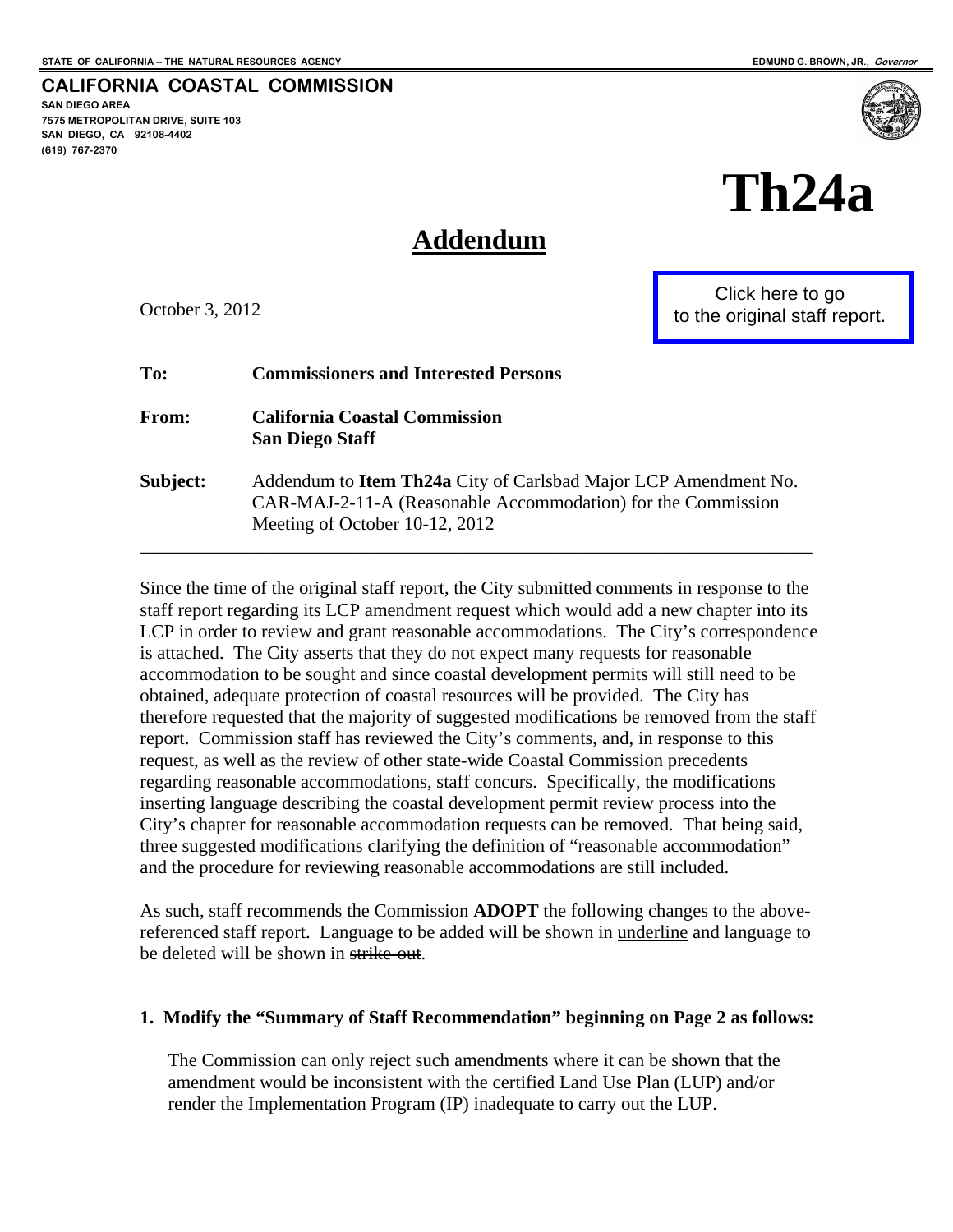STATE OF CALIFORNIA -- THE NATURAL RESOURCES AGENCY

EDMUND G. BROWN, JR., *Governor*

**CALIFORNIA COASTAL COMMISSION**
SAN DIEGO AREA
7575 METROPOLITAN DRIVE, SUITE 103
SAN DIEGO, CA 92108-4402
(619) 767-2370

# Th24a

## Addendum

October 3, 2012

Click here to go to the original staff report.

**To:** **Commissioners and Interested Persons**

**From:** **California Coastal Commission San Diego Staff**

**Subject:** Addendum to **Item Th24a** City of Carlsbad Major LCP Amendment No. CAR-MAJ-2-11-A (Reasonable Accommodation) for the Commission Meeting of October 10-12, 2012

---

Since the time of the original staff report, the City submitted comments in response to the staff report regarding its LCP amendment request which would add a new chapter into its LCP in order to review and grant reasonable accommodations. The City's correspondence is attached. The City asserts that they do not expect many requests for reasonable accommodation to be sought and since coastal development permits will still need to be obtained, adequate protection of coastal resources will be provided. The City has therefore requested that the majority of suggested modifications be removed from the staff report. Commission staff has reviewed the City's comments, and, in response to this request, as well as the review of other state-wide Coastal Commission precedents regarding reasonable accommodations, staff concurs. Specifically, the modifications inserting language describing the coastal development permit review process into the City's chapter for reasonable accommodation requests can be removed. That being said, three suggested modifications clarifying the definition of "reasonable accommodation" and the procedure for reviewing reasonable accommodations are still included.

As such, staff recommends the Commission **ADOPT** the following changes to the above-referenced staff report. Language to be added will be shown in <u>underline</u> and language to be deleted will be shown in ~~strike-out~~.

**1. Modify the "Summary of Staff Recommendation" beginning on Page 2 as follows:**

The Commission can only reject such amendments where it can be shown that the amendment would be inconsistent with the certified Land Use Plan (LUP) and/or render the Implementation Program (IP) inadequate to carry out the LUP.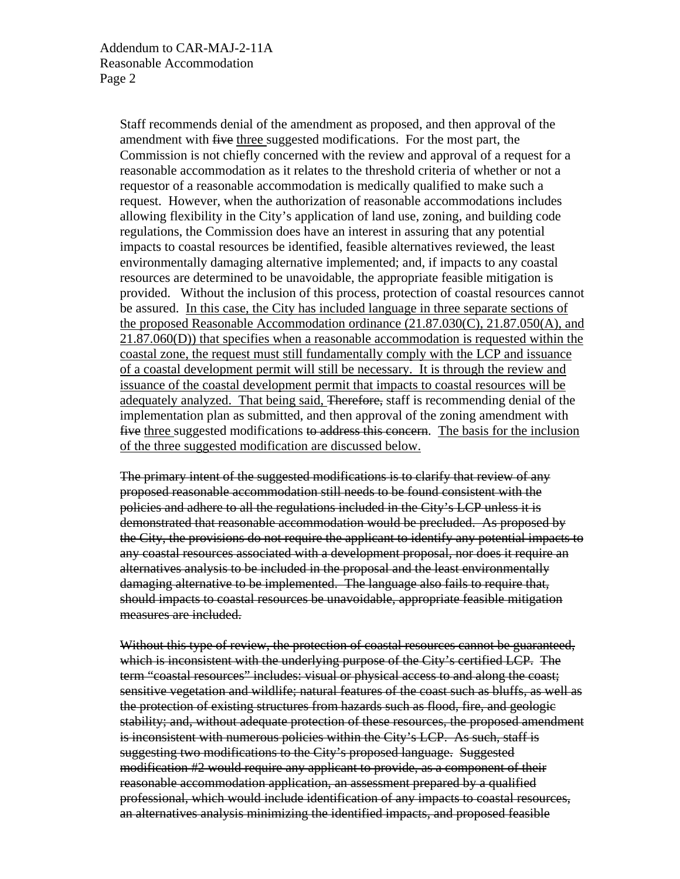Staff recommends denial of the amendment as proposed, and then approval of the amendment with ~~five~~ <u>three</u> suggested modifications. For the most part, the Commission is not chiefly concerned with the review and approval of a request for a reasonable accommodation as it relates to the threshold criteria of whether or not a requestor of a reasonable accommodation is medically qualified to make such a request. However, when the authorization of reasonable accommodations includes allowing flexibility in the City's application of land use, zoning, and building code regulations, the Commission does have an interest in assuring that any potential impacts to coastal resources be identified, feasible alternatives reviewed, the least environmentally damaging alternative implemented; and, if impacts to any coastal resources are determined to be unavoidable, the appropriate feasible mitigation is provided. Without the inclusion of this process, protection of coastal resources cannot be assured. <u>In this case, the City has included language in three separate sections of the proposed Reasonable Accommodation ordinance (21.87.030(C), 21.87.050(A), and 21.87.060(D)) that specifies when a reasonable accommodation is requested within the coastal zone, the request must still fundamentally comply with the LCP and issuance of a coastal development permit will still be necessary. It is through the review and issuance of the coastal development permit that impacts to coastal resources will be adequately analyzed. That being said,</u> ~~Therefore,~~ staff is recommending denial of the implementation plan as submitted, and then approval of the zoning amendment with ~~five~~ <u>three</u> suggested modifications ~~to address this concern~~. <u>The basis for the inclusion of the three suggested modification are discussed below.</u>

~~The primary intent of the suggested modifications is to clarify that review of any proposed reasonable accommodation still needs to be found consistent with the policies and adhere to all the regulations included in the City's LCP unless it is demonstrated that reasonable accommodation would be precluded. As proposed by the City, the provisions do not require the applicant to identify any potential impacts to any coastal resources associated with a development proposal, nor does it require an alternatives analysis to be included in the proposal and the least environmentally damaging alternative to be implemented. The language also fails to require that, should impacts to coastal resources be unavoidable, appropriate feasible mitigation measures are included.~~

~~Without this type of review, the protection of coastal resources cannot be guaranteed, which is inconsistent with the underlying purpose of the City's certified LCP. The term "coastal resources" includes: visual or physical access to and along the coast; sensitive vegetation and wildlife; natural features of the coast such as bluffs, as well as the protection of existing structures from hazards such as flood, fire, and geologic stability; and, without adequate protection of these resources, the proposed amendment is inconsistent with numerous policies within the City's LCP. As such, staff is suggesting two modifications to the City's proposed language. Suggested modification #2 would require any applicant to provide, as a component of their reasonable accommodation application, an assessment prepared by a qualified professional, which would include identification of any impacts to coastal resources, an alternatives analysis minimizing the identified impacts, and proposed feasible~~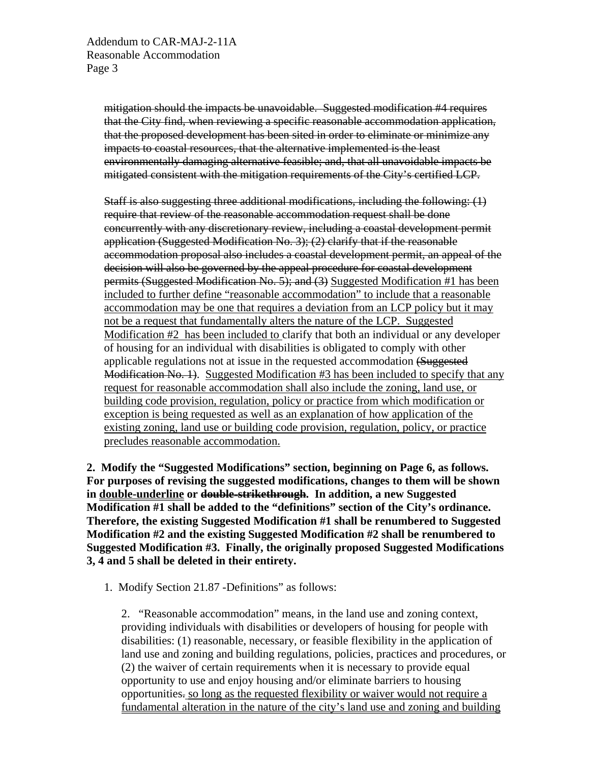~~mitigation should the impacts be unavoidable. Suggested modification #4 requires that the City find, when reviewing a specific reasonable accommodation application, that the proposed development has been sited in order to eliminate or minimize any impacts to coastal resources, that the alternative implemented is the least environmentally damaging alternative feasible; and, that all unavoidable impacts be mitigated consistent with the mitigation requirements of the City's certified LCP.~~

~~Staff is also suggesting three additional modifications, including the following: (1) require that review of the reasonable accommodation request shall be done concurrently with any discretionary review, including a coastal development permit application (Suggested Modification No. 3); (2) clarify that if the reasonable accommodation proposal also includes a coastal development permit, an appeal of the decision will also be governed by the appeal procedure for coastal development permits (Suggested Modification No. 5); and (3)~~ <u>Suggested Modification #1 has been included to further define "reasonable accommodation" to include that a reasonable accommodation may be one that requires a deviation from an LCP policy but it may not be a request that fundamentally alters the nature of the LCP. Suggested Modification #2 has been included to</u> clarify that both an individual or any developer of housing for an individual with disabilities is obligated to comply with other applicable regulations not at issue in the requested accommodation ~~(Suggested Modification No. 1)~~. <u>Suggested Modification #3 has been included to specify that any request for reasonable accommodation shall also include the zoning, land use, or building code provision, regulation, policy or practice from which modification or exception is being requested as well as an explanation of how application of the existing zoning, land use or building code provision, regulation, policy, or practice precludes reasonable accommodation.</u>

**2. Modify the "Suggested Modifications" section, beginning on Page 6, as follows. For purposes of revising the suggested modifications, changes to them will be shown in <u>double-underline</u> or ~~double-strikethrough~~. In addition, a new Suggested Modification #1 shall be added to the "definitions" section of the City's ordinance. Therefore, the existing Suggested Modification #1 shall be renumbered to Suggested Modification #2 and the existing Suggested Modification #2 shall be renumbered to Suggested Modification #3. Finally, the originally proposed Suggested Modifications 3, 4 and 5 shall be deleted in their entirety.**

1. Modify Section 21.87 -Definitions" as follows:

2. "Reasonable accommodation" means, in the land use and zoning context, providing individuals with disabilities or developers of housing for people with disabilities: (1) reasonable, necessary, or feasible flexibility in the application of land use and zoning and building regulations, policies, practices and procedures, or (2) the waiver of certain requirements when it is necessary to provide equal opportunity to use and enjoy housing and/or eliminate barriers to housing opportunities~~.~~ <u>so long as the requested flexibility or waiver would not require a fundamental alteration in the nature of the city's land use and zoning and building</u>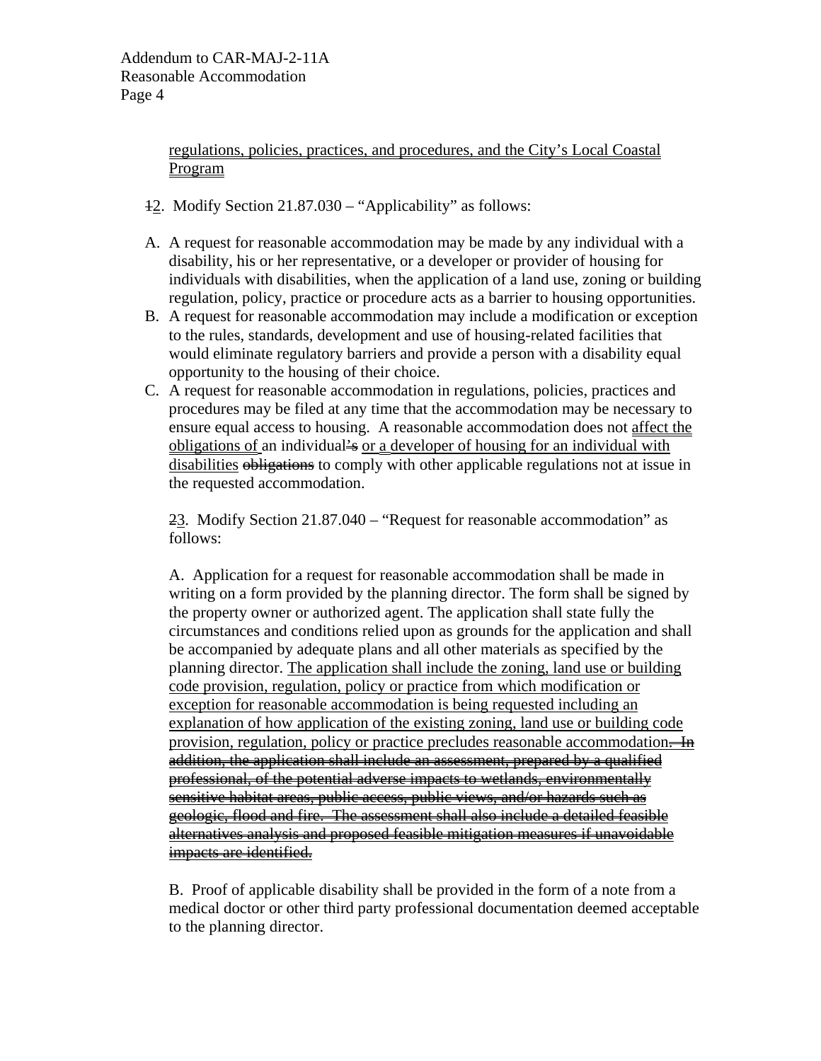<u>regulations, policies, practices, and procedures, and the City's Local Coastal Program</u>

~~1~~<u>2</u>. Modify Section 21.87.030 – "Applicability" as follows:

A. A request for reasonable accommodation may be made by any individual with a disability, his or her representative, or a developer or provider of housing for individuals with disabilities, when the application of a land use, zoning or building regulation, policy, practice or procedure acts as a barrier to housing opportunities.

B. A request for reasonable accommodation may include a modification or exception to the rules, standards, development and use of housing-related facilities that would eliminate regulatory barriers and provide a person with a disability equal opportunity to the housing of their choice.

C. A request for reasonable accommodation in regulations, policies, practices and procedures may be filed at any time that the accommodation may be necessary to ensure equal access to housing. A reasonable accommodation does not <u>affect the obligations of</u> an individual~~'s~~ <u>or a developer of housing for an individual with disabilities</u> ~~obligations~~ to comply with other applicable regulations not at issue in the requested accommodation.

~~2~~<u>3</u>. Modify Section 21.87.040 – "Request for reasonable accommodation" as follows:

A. Application for a request for reasonable accommodation shall be made in writing on a form provided by the planning director. The form shall be signed by the property owner or authorized agent. The application shall state fully the circumstances and conditions relied upon as grounds for the application and shall be accompanied by adequate plans and all other materials as specified by the planning director. <u>The application shall include the zoning, land use or building code provision, regulation, policy or practice from which modification or exception for reasonable accommodation is being requested including an explanation of how application of the existing zoning, land use or building code provision, regulation, policy or practice precludes reasonable accommodation</u>~~. In addition, the application shall include an assessment, prepared by a qualified professional, of the potential adverse impacts to wetlands, environmentally sensitive habitat areas, public access, public views, and/or hazards such as geologic, flood and fire. The assessment shall also include a detailed feasible alternatives analysis and proposed feasible mitigation measures if unavoidable impacts are identified.~~

B. Proof of applicable disability shall be provided in the form of a note from a medical doctor or other third party professional documentation deemed acceptable to the planning director.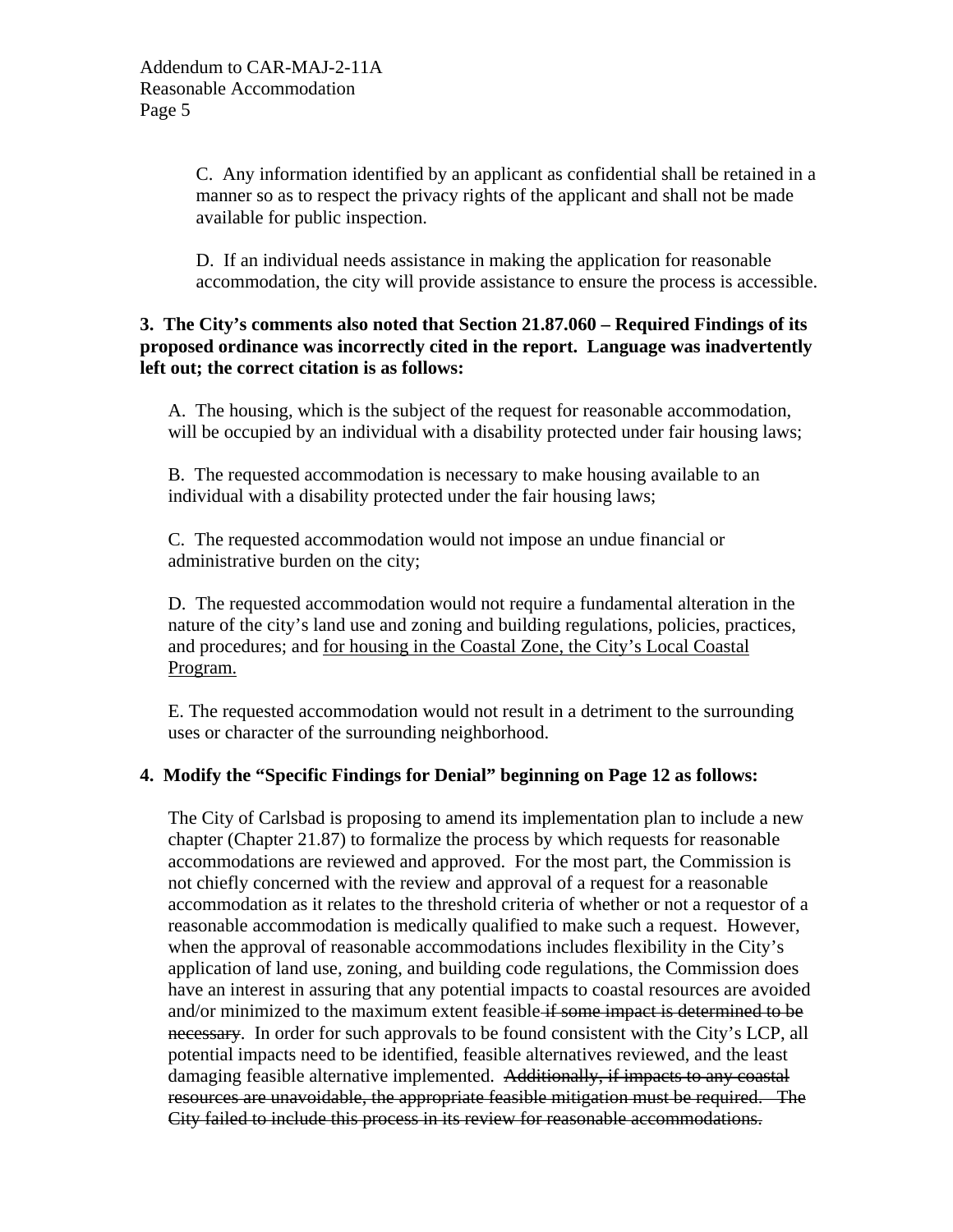C. Any information identified by an applicant as confidential shall be retained in a manner so as to respect the privacy rights of the applicant and shall not be made available for public inspection.

D. If an individual needs assistance in making the application for reasonable accommodation, the city will provide assistance to ensure the process is accessible.

**3. The City's comments also noted that Section 21.87.060 – Required Findings of its proposed ordinance was incorrectly cited in the report. Language was inadvertently left out; the correct citation is as follows:**

A. The housing, which is the subject of the request for reasonable accommodation, will be occupied by an individual with a disability protected under fair housing laws;

B. The requested accommodation is necessary to make housing available to an individual with a disability protected under the fair housing laws;

C. The requested accommodation would not impose an undue financial or administrative burden on the city;

D. The requested accommodation would not require a fundamental alteration in the nature of the city's land use and zoning and building regulations, policies, practices, and procedures; and <u>for housing in the Coastal Zone, the City's Local Coastal Program.</u>

E. The requested accommodation would not result in a detriment to the surrounding uses or character of the surrounding neighborhood.

**4. Modify the "Specific Findings for Denial" beginning on Page 12 as follows:**

The City of Carlsbad is proposing to amend its implementation plan to include a new chapter (Chapter 21.87) to formalize the process by which requests for reasonable accommodations are reviewed and approved. For the most part, the Commission is not chiefly concerned with the review and approval of a request for a reasonable accommodation as it relates to the threshold criteria of whether or not a requestor of a reasonable accommodation is medically qualified to make such a request. However, when the approval of reasonable accommodations includes flexibility in the City's application of land use, zoning, and building code regulations, the Commission does have an interest in assuring that any potential impacts to coastal resources are avoided and/or minimized to the maximum extent feasible ~~if some impact is determined to be necessary~~. In order for such approvals to be found consistent with the City's LCP, all potential impacts need to be identified, feasible alternatives reviewed, and the least damaging feasible alternative implemented. ~~Additionally, if impacts to any coastal resources are unavoidable, the appropriate feasible mitigation must be required. The City failed to include this process in its review for reasonable accommodations.~~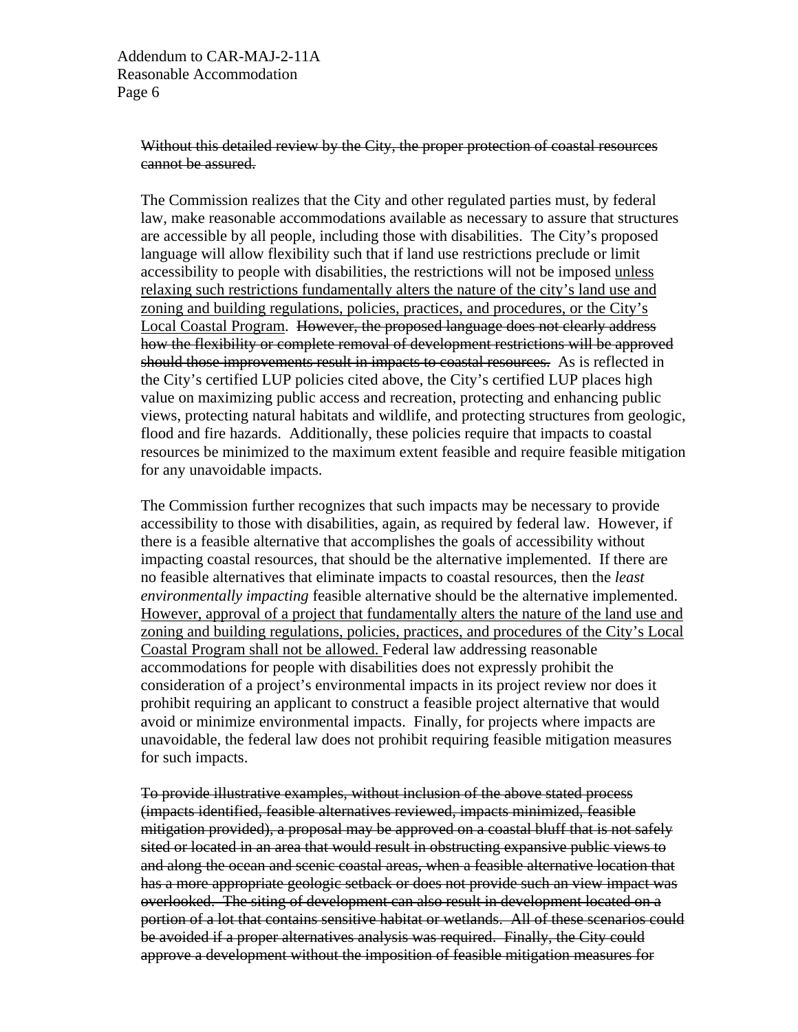~~Without this detailed review by the City, the proper protection of coastal resources cannot be assured.~~

The Commission realizes that the City and other regulated parties must, by federal law, make reasonable accommodations available as necessary to assure that structures are accessible by all people, including those with disabilities. The City's proposed language will allow flexibility such that if land use restrictions preclude or limit accessibility to people with disabilities, the restrictions will not be imposed <u>unless relaxing such restrictions fundamentally alters the nature of the city's land use and zoning and building regulations, policies, practices, and procedures, or the City's Local Coastal Program</u>. ~~However, the proposed language does not clearly address how the flexibility or complete removal of development restrictions will be approved should those improvements result in impacts to coastal resources.~~ As is reflected in the City's certified LUP policies cited above, the City's certified LUP places high value on maximizing public access and recreation, protecting and enhancing public views, protecting natural habitats and wildlife, and protecting structures from geologic, flood and fire hazards. Additionally, these policies require that impacts to coastal resources be minimized to the maximum extent feasible and require feasible mitigation for any unavoidable impacts.

The Commission further recognizes that such impacts may be necessary to provide accessibility to those with disabilities, again, as required by federal law. However, if there is a feasible alternative that accomplishes the goals of accessibility without impacting coastal resources, that should be the alternative implemented. If there are no feasible alternatives that eliminate impacts to coastal resources, then the *least environmentally impacting* feasible alternative should be the alternative implemented. <u>However, approval of a project that fundamentally alters the nature of the land use and zoning and building regulations, policies, practices, and procedures of the City's Local Coastal Program shall not be allowed.</u> Federal law addressing reasonable accommodations for people with disabilities does not expressly prohibit the consideration of a project's environmental impacts in its project review nor does it prohibit requiring an applicant to construct a feasible project alternative that would avoid or minimize environmental impacts. Finally, for projects where impacts are unavoidable, the federal law does not prohibit requiring feasible mitigation measures for such impacts.

~~To provide illustrative examples, without inclusion of the above stated process (impacts identified, feasible alternatives reviewed, impacts minimized, feasible mitigation provided), a proposal may be approved on a coastal bluff that is not safely sited or located in an area that would result in obstructing expansive public views to and along the ocean and scenic coastal areas, when a feasible alternative location that has a more appropriate geologic setback or does not provide such an view impact was overlooked. The siting of development can also result in development located on a portion of a lot that contains sensitive habitat or wetlands. All of these scenarios could be avoided if a proper alternatives analysis was required. Finally, the City could approve a development without the imposition of feasible mitigation measures for~~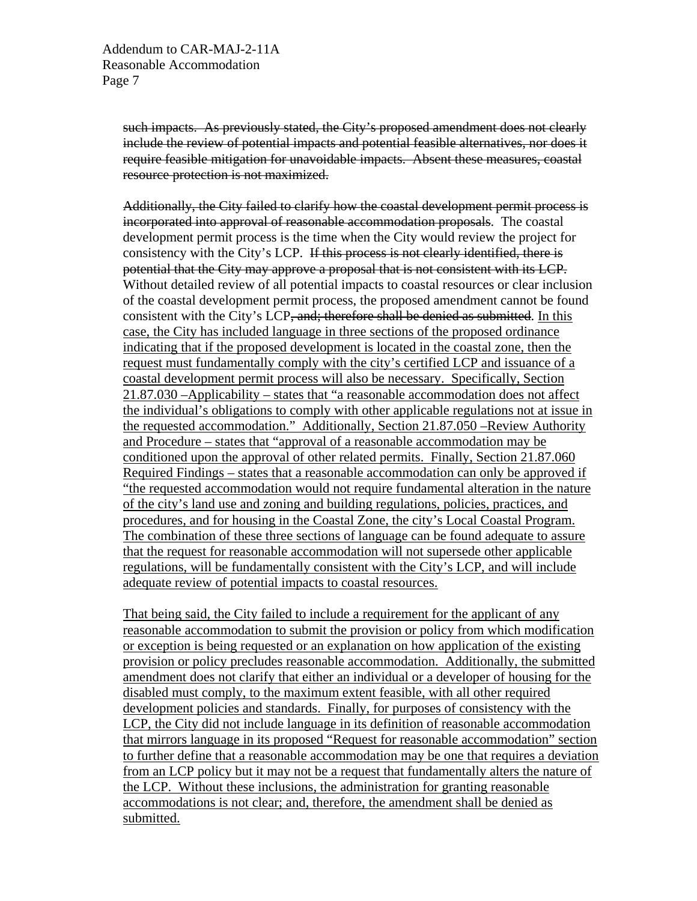~~such impacts. As previously stated, the City's proposed amendment does not clearly include the review of potential impacts and potential feasible alternatives, nor does it require feasible mitigation for unavoidable impacts. Absent these measures, coastal resource protection is not maximized.~~

~~Additionally, the City failed to clarify how the coastal development permit process is incorporated into approval of reasonable accommodation proposals.~~ The coastal development permit process is the time when the City would review the project for consistency with the City's LCP. ~~If this process is not clearly identified, there is potential that the City may approve a proposal that is not consistent with its LCP.~~ Without detailed review of all potential impacts to coastal resources or clear inclusion of the coastal development permit process, the proposed amendment cannot be found consistent with the City's LCP~~, and; therefore shall be denied as submitted~~. <u>In this case, the City has included language in three sections of the proposed ordinance indicating that if the proposed development is located in the coastal zone, then the request must fundamentally comply with the city's certified LCP and issuance of a coastal development permit process will also be necessary. Specifically, Section 21.87.030 –Applicability – states that "a reasonable accommodation does not affect the individual's obligations to comply with other applicable regulations not at issue in the requested accommodation." Additionally, Section 21.87.050 –Review Authority and Procedure – states that "approval of a reasonable accommodation may be conditioned upon the approval of other related permits. Finally, Section 21.87.060 Required Findings – states that a reasonable accommodation can only be approved if "the requested accommodation would not require fundamental alteration in the nature of the city's land use and zoning and building regulations, policies, practices, and procedures, and for housing in the Coastal Zone, the city's Local Coastal Program. The combination of these three sections of language can be found adequate to assure that the request for reasonable accommodation will not supersede other applicable regulations, will be fundamentally consistent with the City's LCP, and will include adequate review of potential impacts to coastal resources.</u>

<u>That being said, the City failed to include a requirement for the applicant of any reasonable accommodation to submit the provision or policy from which modification or exception is being requested or an explanation on how application of the existing provision or policy precludes reasonable accommodation. Additionally, the submitted amendment does not clarify that either an individual or a developer of housing for the disabled must comply, to the maximum extent feasible, with all other required development policies and standards. Finally, for purposes of consistency with the LCP, the City did not include language in its definition of reasonable accommodation that mirrors language in its proposed "Request for reasonable accommodation" section to further define that a reasonable accommodation may be one that requires a deviation from an LCP policy but it may not be a request that fundamentally alters the nature of the LCP. Without these inclusions, the administration for granting reasonable accommodations is not clear; and, therefore, the amendment shall be denied as submitted.</u>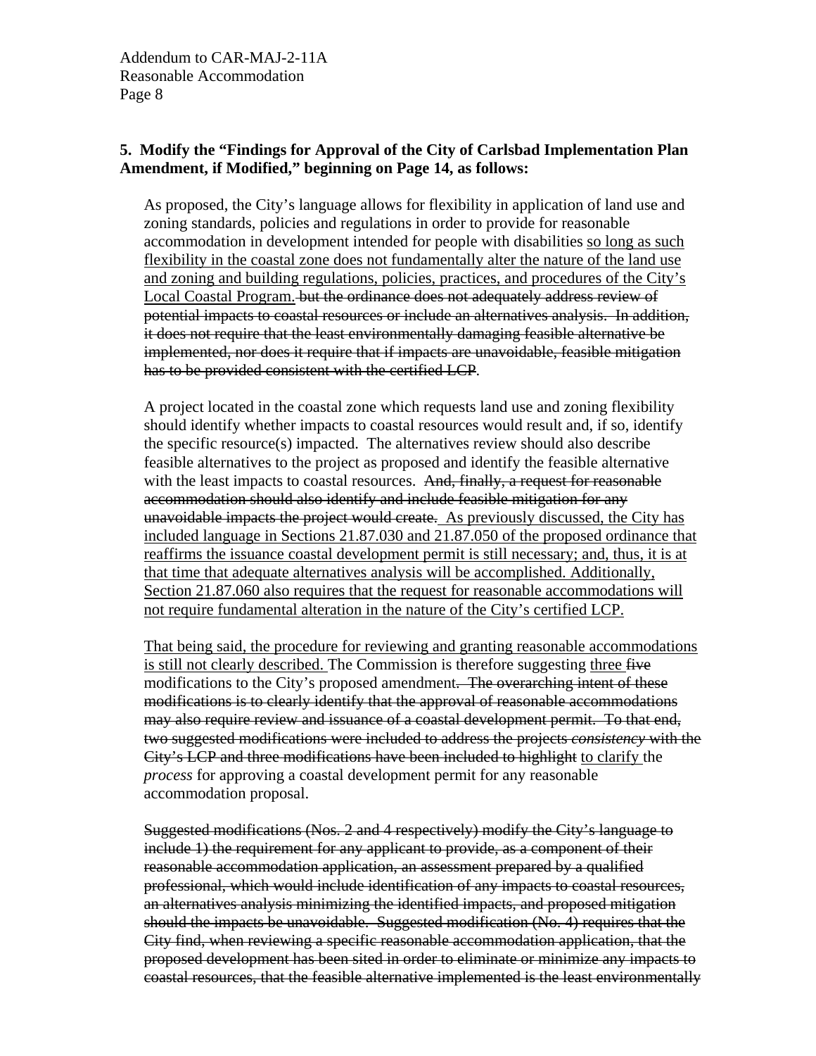**5. Modify the "Findings for Approval of the City of Carlsbad Implementation Plan Amendment, if Modified," beginning on Page 14, as follows:**

As proposed, the City's language allows for flexibility in application of land use and zoning standards, policies and regulations in order to provide for reasonable accommodation in development intended for people with disabilities <u>so long as such flexibility in the coastal zone does not fundamentally alter the nature of the land use and zoning and building regulations, policies, practices, and procedures of the City's Local Coastal Program.</u> ~~but the ordinance does not adequately address review of potential impacts to coastal resources or include an alternatives analysis. In addition, it does not require that the least environmentally damaging feasible alternative be implemented, nor does it require that if impacts are unavoidable, feasible mitigation has to be provided consistent with the certified LCP~~.

A project located in the coastal zone which requests land use and zoning flexibility should identify whether impacts to coastal resources would result and, if so, identify the specific resource(s) impacted. The alternatives review should also describe feasible alternatives to the project as proposed and identify the feasible alternative with the least impacts to coastal resources. ~~And, finally, a request for reasonable accommodation should also identify and include feasible mitigation for any unavoidable impacts the project would create.~~ <u>As previously discussed, the City has included language in Sections 21.87.030 and 21.87.050 of the proposed ordinance that reaffirms the issuance coastal development permit is still necessary; and, thus, it is at that time that adequate alternatives analysis will be accomplished. Additionally, Section 21.87.060 also requires that the request for reasonable accommodations will not require fundamental alteration in the nature of the City's certified LCP.</u>

<u>That being said, the procedure for reviewing and granting reasonable accommodations is still not clearly described.</u> The Commission is therefore suggesting <u>three</u> ~~five~~ modifications to the City's proposed amendment~~. The overarching intent of these modifications is to clearly identify that the approval of reasonable accommodations may also require review and issuance of a coastal development permit. To that end, two suggested modifications were included to address the projects *consistency* with the City's LCP and three modifications have been included to highlight~~ <u>to clarify</u> the *process* for approving a coastal development permit for any reasonable accommodation proposal.

~~Suggested modifications (Nos. 2 and 4 respectively) modify the City's language to include 1) the requirement for any applicant to provide, as a component of their reasonable accommodation application, an assessment prepared by a qualified professional, which would include identification of any impacts to coastal resources, an alternatives analysis minimizing the identified impacts, and proposed mitigation should the impacts be unavoidable. Suggested modification (No. 4) requires that the City find, when reviewing a specific reasonable accommodation application, that the proposed development has been sited in order to eliminate or minimize any impacts to coastal resources, that the feasible alternative implemented is the least environmentally~~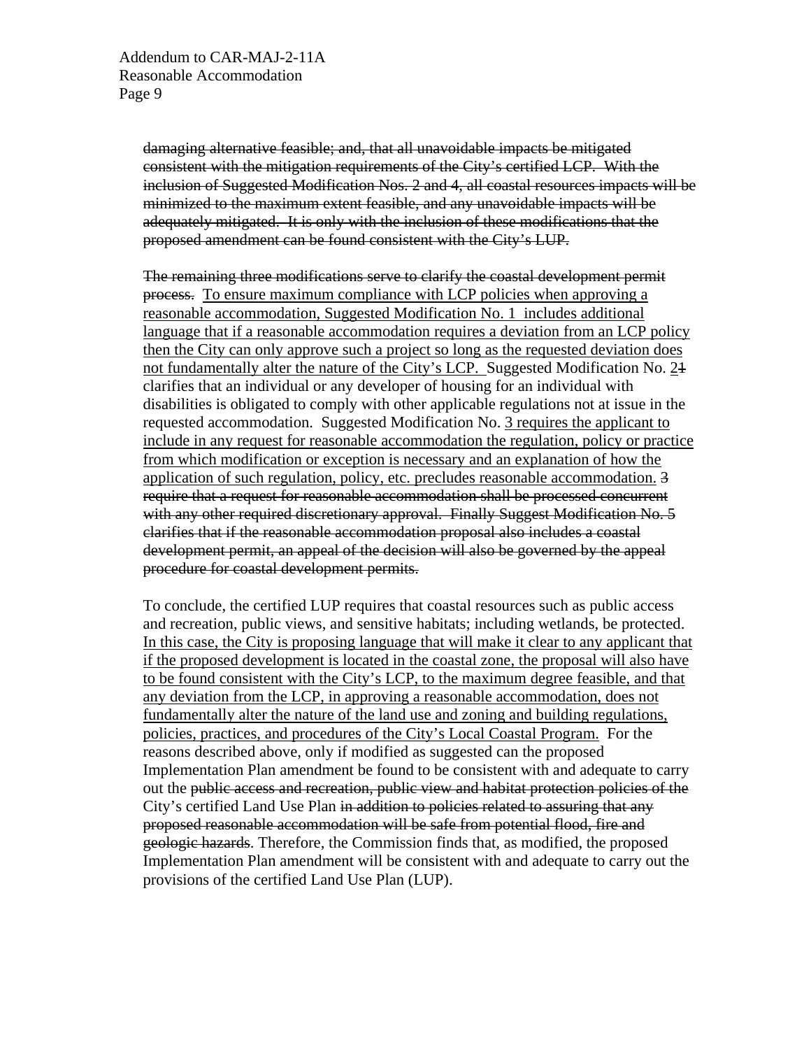~~damaging alternative feasible; and, that all unavoidable impacts be mitigated consistent with the mitigation requirements of the City's certified LCP. With the inclusion of Suggested Modification Nos. 2 and 4, all coastal resources impacts will be minimized to the maximum extent feasible, and any unavoidable impacts will be adequately mitigated. It is only with the inclusion of these modifications that the proposed amendment can be found consistent with the City's LUP.~~

~~The remaining three modifications serve to clarify the coastal development permit process.~~ <u>To ensure maximum compliance with LCP policies when approving a reasonable accommodation, Suggested Modification No. 1 includes additional language that if a reasonable accommodation requires a deviation from an LCP policy then the City can only approve such a project so long as the requested deviation does not fundamentally alter the nature of the City's LCP.</u> Suggested Modification No. <u>2</u>~~1~~ clarifies that an individual or any developer of housing for an individual with disabilities is obligated to comply with other applicable regulations not at issue in the requested accommodation. Suggested Modification No. <u>3 requires the applicant to include in any request for reasonable accommodation the regulation, policy or practice from which modification or exception is necessary and an explanation of how the application of such regulation, policy, etc. precludes reasonable accommodation.</u> ~~3 require that a request for reasonable accommodation shall be processed concurrent with any other required discretionary approval. Finally Suggest Modification No. 5 clarifies that if the reasonable accommodation proposal also includes a coastal development permit, an appeal of the decision will also be governed by the appeal procedure for coastal development permits.~~

To conclude, the certified LUP requires that coastal resources such as public access and recreation, public views, and sensitive habitats; including wetlands, be protected. <u>In this case, the City is proposing language that will make it clear to any applicant that if the proposed development is located in the coastal zone, the proposal will also have to be found consistent with the City's LCP, to the maximum degree feasible, and that any deviation from the LCP, in approving a reasonable accommodation, does not fundamentally alter the nature of the land use and zoning and building regulations, policies, practices, and procedures of the City's Local Coastal Program.</u> For the reasons described above, only if modified as suggested can the proposed Implementation Plan amendment be found to be consistent with and adequate to carry out the ~~public access and recreation, public view and habitat protection policies of the~~ City's certified Land Use Plan ~~in addition to policies related to assuring that any proposed reasonable accommodation will be safe from potential flood, fire and geologic hazards~~. Therefore, the Commission finds that, as modified, the proposed Implementation Plan amendment will be consistent with and adequate to carry out the provisions of the certified Land Use Plan (LUP).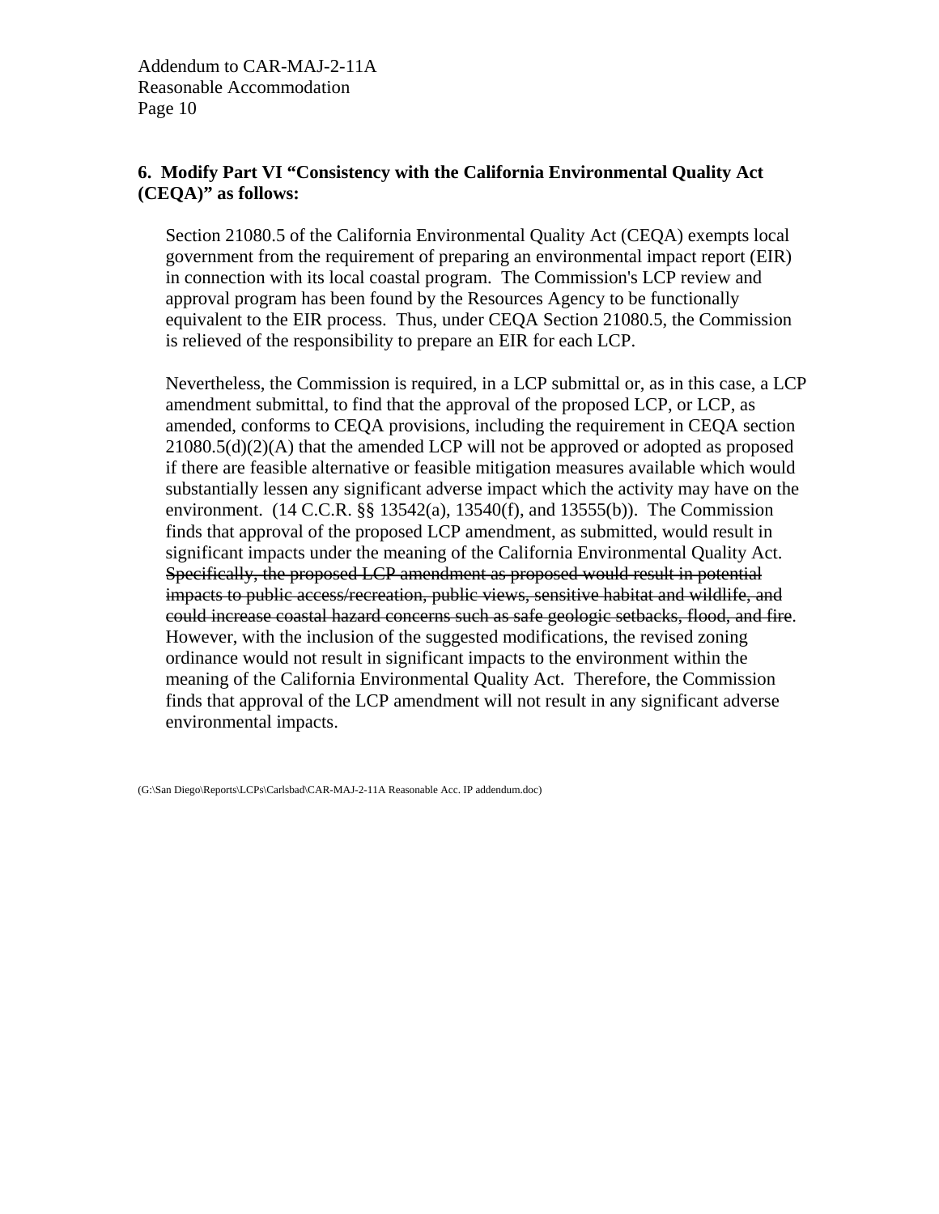**6. Modify Part VI "Consistency with the California Environmental Quality Act (CEQA)" as follows:**

Section 21080.5 of the California Environmental Quality Act (CEQA) exempts local government from the requirement of preparing an environmental impact report (EIR) in connection with its local coastal program. The Commission's LCP review and approval program has been found by the Resources Agency to be functionally equivalent to the EIR process. Thus, under CEQA Section 21080.5, the Commission is relieved of the responsibility to prepare an EIR for each LCP.

Nevertheless, the Commission is required, in a LCP submittal or, as in this case, a LCP amendment submittal, to find that the approval of the proposed LCP, or LCP, as amended, conforms to CEQA provisions, including the requirement in CEQA section 21080.5(d)(2)(A) that the amended LCP will not be approved or adopted as proposed if there are feasible alternative or feasible mitigation measures available which would substantially lessen any significant adverse impact which the activity may have on the environment. (14 C.C.R. §§ 13542(a), 13540(f), and 13555(b)). The Commission finds that approval of the proposed LCP amendment, as submitted, would result in significant impacts under the meaning of the California Environmental Quality Act. ~~Specifically, the proposed LCP amendment as proposed would result in potential impacts to public access/recreation, public views, sensitive habitat and wildlife, and could increase coastal hazard concerns such as safe geologic setbacks, flood, and fire~~. However, with the inclusion of the suggested modifications, the revised zoning ordinance would not result in significant impacts to the environment within the meaning of the California Environmental Quality Act. Therefore, the Commission finds that approval of the LCP amendment will not result in any significant adverse environmental impacts.

(G:\San Diego\Reports\LCPs\Carlsbad\CAR-MAJ-2-11A Reasonable Acc. IP addendum.doc)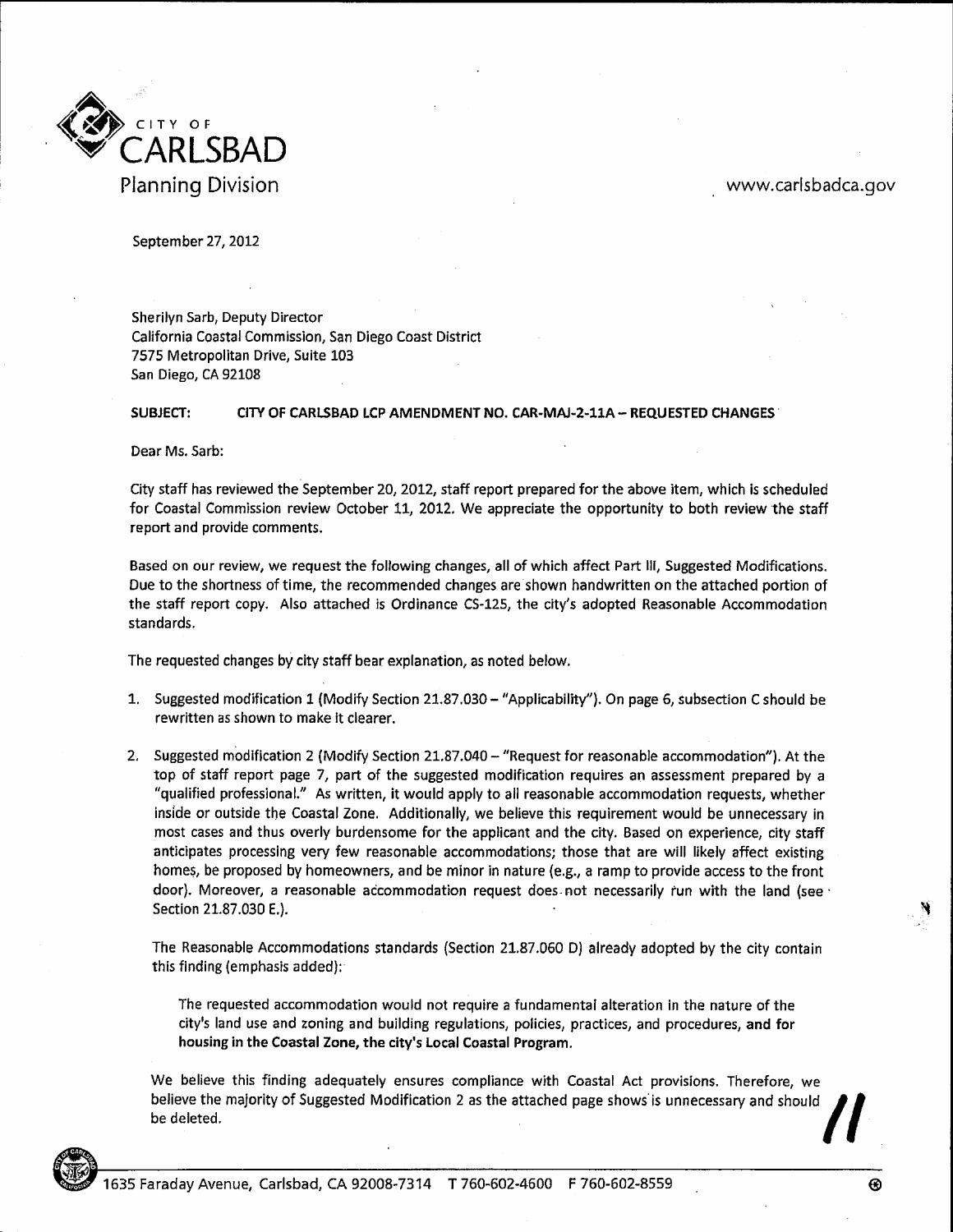CITY OF
CARLSBAD
Planning Division

www.carlsbadca.gov

September 27, 2012

Sherilyn Sarb, Deputy Director
California Coastal Commission, San Diego Coast District
7575 Metropolitan Drive, Suite 103
San Diego, CA 92108

**SUBJECT: CITY OF CARLSBAD LCP AMENDMENT NO. CAR-MAJ-2-11A – REQUESTED CHANGES**

Dear Ms. Sarb:

City staff has reviewed the September 20, 2012, staff report prepared for the above item, which is scheduled for Coastal Commission review October 11, 2012. We appreciate the opportunity to both review the staff report and provide comments.

Based on our review, we request the following changes, all of which affect Part III, Suggested Modifications. Due to the shortness of time, the recommended changes are shown handwritten on the attached portion of the staff report copy. Also attached is Ordinance CS-125, the city's adopted Reasonable Accommodation standards.

The requested changes by city staff bear explanation, as noted below.

1. Suggested modification 1 (Modify Section 21.87.030 – "Applicability"). On page 6, subsection C should be rewritten as shown to make it clearer.

2. Suggested modification 2 (Modify Section 21.87.040 – "Request for reasonable accommodation"). At the top of staff report page 7, part of the suggested modification requires an assessment prepared by a "qualified professional." As written, it would apply to all reasonable accommodation requests, whether inside or outside the Coastal Zone. Additionally, we believe this requirement would be unnecessary in most cases and thus overly burdensome for the applicant and the city. Based on experience, city staff anticipates processing very few reasonable accommodations; those that are will likely affect existing homes, be proposed by homeowners, and be minor in nature (e.g., a ramp to provide access to the front door). Moreover, a reasonable accommodation request does not necessarily run with the land (see Section 21.87.030 E.).

   The Reasonable Accommodations standards (Section 21.87.060 D) already adopted by the city contain this finding (emphasis added):

   > The requested accommodation would not require a fundamental alteration in the nature of the city's land use and zoning and building regulations, policies, practices, and procedures, **and for housing in the Coastal Zone, the city's Local Coastal Program.**

   We believe this finding adequately ensures compliance with Coastal Act provisions. Therefore, we believe the majority of Suggested Modification 2 as the attached page shows is unnecessary and should be deleted.

1635 Faraday Avenue, Carlsbad, CA 92008-7314 T 760-602-4600 F 760-602-8559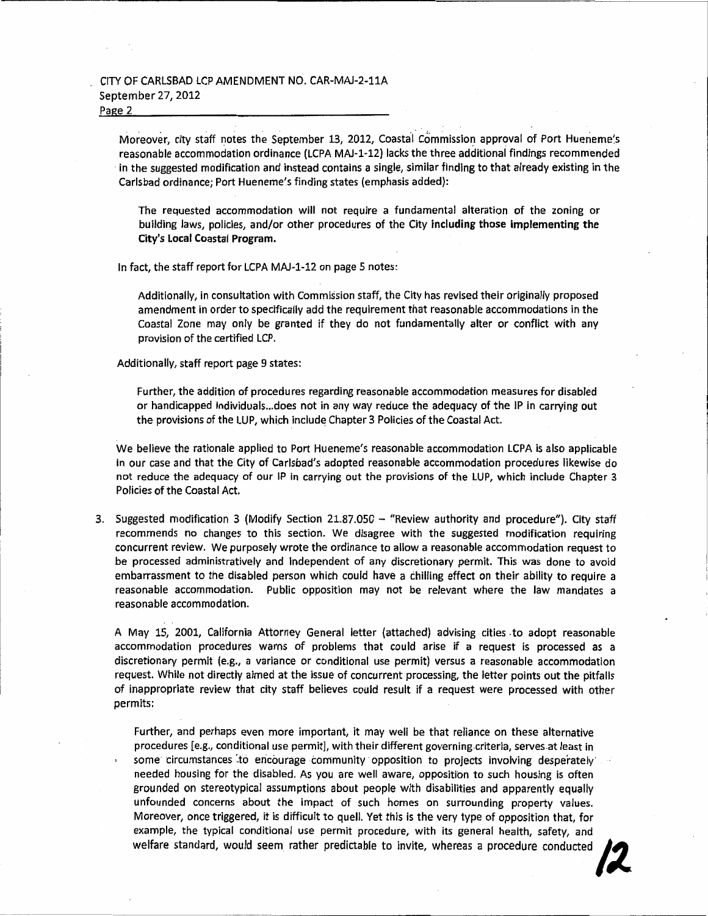Moreover, city staff notes the September 13, 2012, Coastal Commission approval of Port Hueneme's reasonable accommodation ordinance (LCPA MAJ-1-12) lacks the three additional findings recommended in the suggested modification and instead contains a single, similar finding to that already existing in the Carlsbad ordinance; Port Hueneme's finding states (emphasis added):

> The requested accommodation will not require a fundamental alteration of the zoning or building laws, policies, and/or other procedures of the City **including those implementing the City's Local Coastal Program.**

In fact, the staff report for LCPA MAJ-1-12 on page 5 notes:

> Additionally, in consultation with Commission staff, the City has revised their originally proposed amendment in order to specifically add the requirement that reasonable accommodations in the Coastal Zone may only be granted if they do not fundamentally alter or conflict with any provision of the certified LCP.

Additionally, staff report page 9 states:

> Further, the addition of procedures regarding reasonable accommodation measures for disabled or handicapped individuals...does not in any way reduce the adequacy of the IP in carrying out the provisions of the LUP, which include Chapter 3 Policies of the Coastal Act.

We believe the rationale applied to Port Hueneme's reasonable accommodation LCPA is also applicable in our case and that the City of Carlsbad's adopted reasonable accommodation procedures likewise do not reduce the adequacy of our IP in carrying out the provisions of the LUP, which include Chapter 3 Policies of the Coastal Act.

3. Suggested modification 3 (Modify Section 21.87.050 – "Review authority and procedure"). City staff recommends no changes to this section. We disagree with the suggested modification requiring concurrent review. We purposely wrote the ordinance to allow a reasonable accommodation request to be processed administratively and independent of any discretionary permit. This was done to avoid embarrassment to the disabled person which could have a chilling effect on their ability to require a reasonable accommodation. Public opposition may not be relevant where the law mandates a reasonable accommodation.

   A May 15, 2001, California Attorney General letter (attached) advising cities to adopt reasonable accommodation procedures warns of problems that could arise if a request is processed as a discretionary permit (e.g., a variance or conditional use permit) versus a reasonable accommodation request. While not directly aimed at the issue of concurrent processing, the letter points out the pitfalls of inappropriate review that city staff believes could result if a request were processed with other permits:

   > Further, and perhaps even more important, it may well be that reliance on these alternative procedures [e.g., conditional use permit], with their different governing criteria, serves at least in some circumstances to encourage community opposition to projects involving desperately needed housing for the disabled. As you are well aware, opposition to such housing is often grounded on stereotypical assumptions about people with disabilities and apparently equally unfounded concerns about the impact of such homes on surrounding property values. Moreover, once triggered, it is difficult to quell. Yet this is the very type of opposition that, for example, the typical conditional use permit procedure, with its general health, safety, and welfare standard, would seem rather predictable to invite, whereas a procedure conducted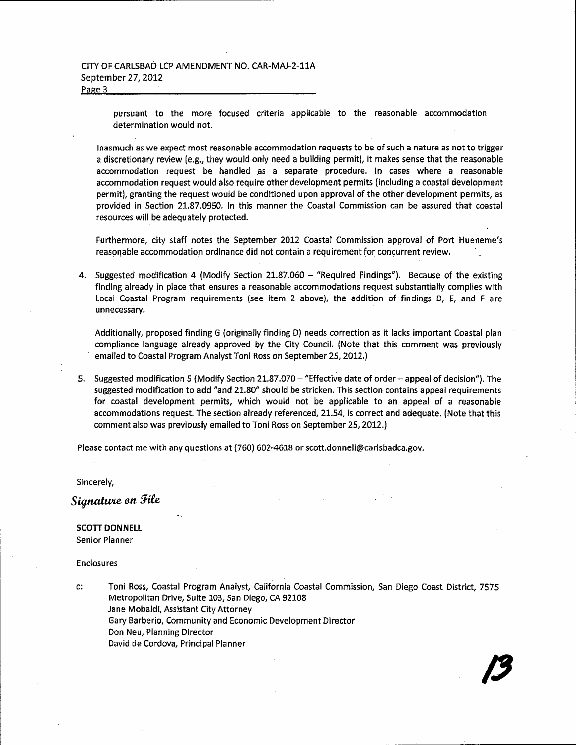pursuant to the more focused criteria applicable to the reasonable accommodation determination would not.

Inasmuch as we expect most reasonable accommodation requests to be of such a nature as not to trigger a discretionary review (e.g., they would only need a building permit), it makes sense that the reasonable accommodation request be handled as a separate procedure. In cases where a reasonable accommodation request would also require other development permits (including a coastal development permit), granting the request would be conditioned upon approval of the other development permits, as provided in Section 21.87.0950. In this manner the Coastal Commission can be assured that coastal resources will be adequately protected.

Furthermore, city staff notes the September 2012 Coastal Commission approval of Port Hueneme's reasonable accommodation ordinance did not contain a requirement for concurrent review.

4. Suggested modification 4 (Modify Section 21.87.060 – "Required Findings"). Because of the existing finding already in place that ensures a reasonable accommodations request substantially complies with Local Coastal Program requirements (see item 2 above), the addition of findings D, E, and F are unnecessary.

   Additionally, proposed finding G (originally finding D) needs correction as it lacks important Coastal plan compliance language already approved by the City Council. (Note that this comment was previously emailed to Coastal Program Analyst Toni Ross on September 25, 2012.)

5. Suggested modification 5 (Modify Section 21.87.070 – "Effective date of order – appeal of decision"). The suggested modification to add "and 21.80" should be stricken. This section contains appeal requirements for coastal development permits, which would not be applicable to an appeal of a reasonable accommodations request. The section already referenced, 21.54, is correct and adequate. (Note that this comment also was previously emailed to Toni Ross on September 25, 2012.)

Please contact me with any questions at (760) 602-4618 or scott.donnell@carlsbadca.gov.

Sincerely,

*Signature on File*

**SCOTT DONNELL**
Senior Planner

Enclosures

c: Toni Ross, Coastal Program Analyst, California Coastal Commission, San Diego Coast District, 7575 Metropolitan Drive, Suite 103, San Diego, CA 92108
Jane Mobaldi, Assistant City Attorney
Gary Barberio, Community and Economic Development Director
Don Neu, Planning Director
David de Cordova, Principal Planner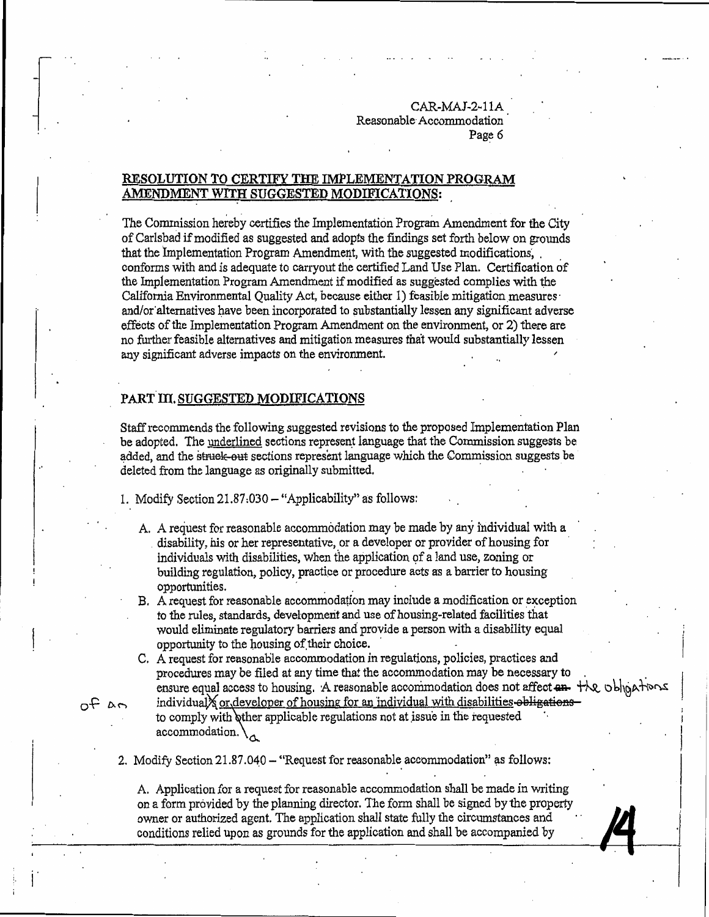## RESOLUTION TO CERTIFY THE IMPLEMENTATION PROGRAM AMENDMENT WITH SUGGESTED MODIFICATIONS:

The Commission hereby certifies the Implementation Program Amendment for the City of Carlsbad if modified as suggested and adopts the findings set forth below on grounds that the Implementation Program Amendment, with the suggested modifications, conforms with and is adequate to carryout the certified Land Use Plan. Certification of the Implementation Program Amendment if modified as suggested complies with the California Environmental Quality Act, because either 1) feasible mitigation measures and/or alternatives have been incorporated to substantially lessen any significant adverse effects of the Implementation Program Amendment on the environment, or 2) there are no further feasible alternatives and mitigation measures that would substantially lessen any significant adverse impacts on the environment.

## PART III. SUGGESTED MODIFICATIONS

Staff recommends the following suggested revisions to the proposed Implementation Plan be adopted. The underlined sections represent language that the Commission suggests be added, and the ~~struck-out~~ sections represent language which the Commission suggests be deleted from the language as originally submitted.

1. Modify Section 21.87.030 – "Applicability" as follows:

   A. A request for reasonable accommodation may be made by any individual with a disability, his or her representative, or a developer or provider of housing for individuals with disabilities, when the application of a land use, zoning or building regulation, policy, practice or procedure acts as a barrier to housing opportunities.

   B. A request for reasonable accommodation may include a modification or exception to the rules, standards, development and use of housing-related facilities that would eliminate regulatory barriers and provide a person with a disability equal opportunity to the housing of their choice.

   C. A request for reasonable accommodation in regulations, policies, practices and procedures may be filed at any time that the accommodation may be necessary to ensure equal access to housing. A reasonable accommodation does not affect ~~an~~ the obligations of an individual~~'s~~ or developer of housing for an individual with disabilities ~~obligations~~ to comply with other applicable regulations not at issue in the requested accommodation.

2. Modify Section 21.87.040 – "Request for reasonable accommodation" as follows:

   A. Application for a request for reasonable accommodation shall be made in writing on a form provided by the planning director. The form shall be signed by the property owner or authorized agent. The application shall state fully the circumstances and conditions relied upon as grounds for the application and shall be accompanied by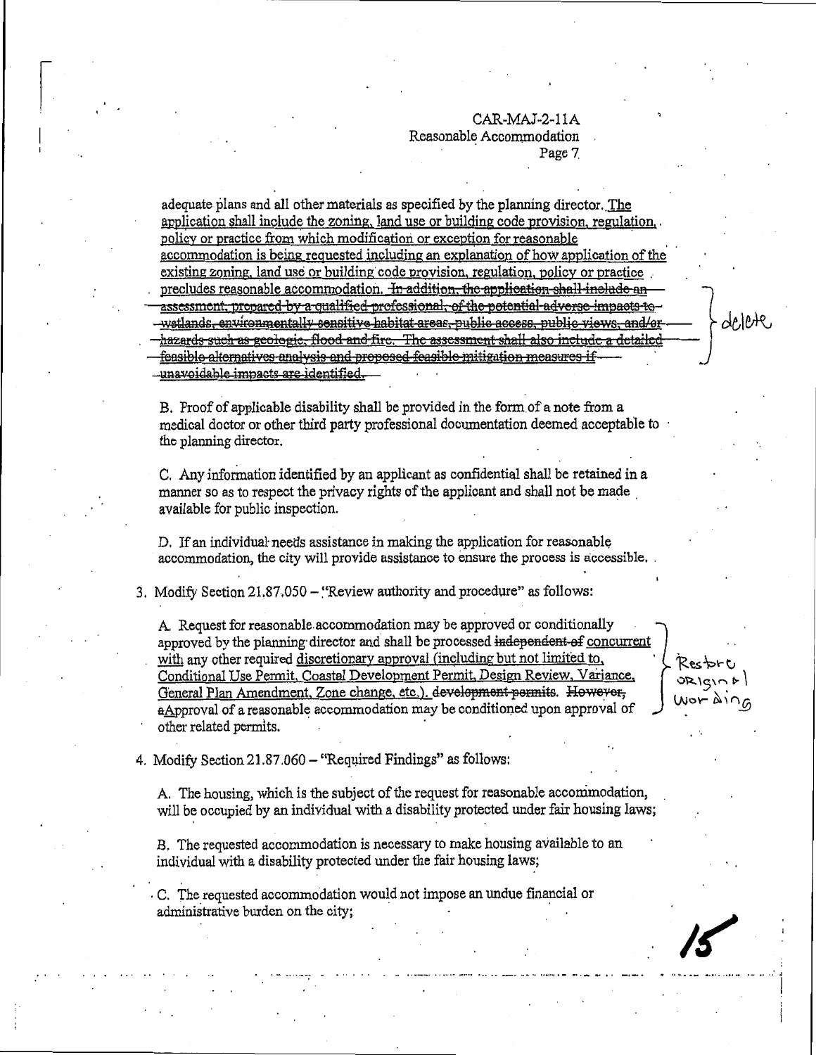adequate plans and all other materials as specified by the planning director. <u>The application shall include the zoning, land use or building code provision, regulation, policy or practice from which modification or exception for reasonable accommodation is being requested including an explanation of how application of the existing zoning, land use or building code provision, regulation, policy or practice precludes reasonable accommodation.</u> ~~In addition, the application shall include an assessment, prepared by a qualified professional, of the potential adverse impacts to wetlands, environmentally sensitive habitat areas, public access, public views, and/or hazards such as geologic, flood and fire. The assessment shall also include a detailed feasible alternatives analysis and proposed feasible mitigation measures if unavoidable impacts are identified.~~ } delete

B. Proof of applicable disability shall be provided in the form of a note from a medical doctor or other third party professional documentation deemed acceptable to the planning director.

C. Any information identified by an applicant as confidential shall be retained in a manner so as to respect the privacy rights of the applicant and shall not be made available for public inspection.

D. If an individual needs assistance in making the application for reasonable accommodation, the city will provide assistance to ensure the process is accessible.

3. Modify Section 21.87.050 – "Review authority and procedure" as follows:

A. Request for reasonable accommodation may be approved or conditionally approved by the planning director and shall be processed ~~independent of~~ <u>concurrent with</u> any other required <u>discretionary approval (including but not limited to, Conditional Use Permit, Coastal Development Permit, Design Review, Variance, General Plan Amendment, Zone change, etc.).</u> ~~development permits. However,~~ ~~a~~<u>A</u>pproval of a reasonable accommodation may be conditioned upon approval of other related permits. } Restore original wording

4. Modify Section 21.87.060 – "Required Findings" as follows:

A. The housing, which is the subject of the request for reasonable accommodation, will be occupied by an individual with a disability protected under fair housing laws;

B. The requested accommodation is necessary to make housing available to an individual with a disability protected under the fair housing laws;

C. The requested accommodation would not impose an undue financial or administrative burden on the city;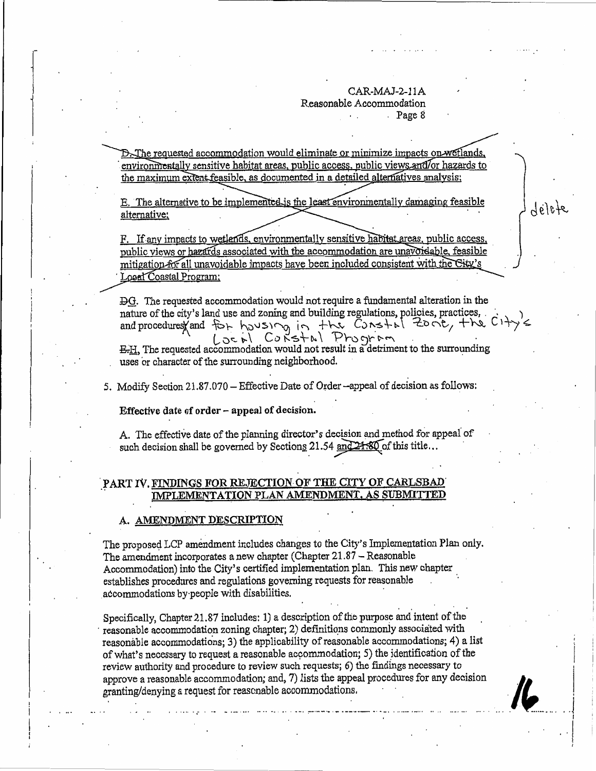D. The requested accommodation would eliminate or minimize impacts on wetlands, environmentally sensitive habitat areas, public access, public views and/or hazards to the maximum extent feasible, as documented in a detailed alternatives analysis;

E. The alternative to be implemented is the least environmentally damaging feasible alternative;

F. If any impacts to wetlands, environmentally sensitive habitat areas, public access, public views or hazards associated with the accommodation are unavoidable, feasible mitigation for all unavoidable impacts have been included consistent with the City's Local Coastal Program;

delete

~~D~~G. The requested accommodation would not require a fundamental alteration in the nature of the city's land use and zoning and building regulations, policies, practices, and procedures, and for housing in the Coastal Zone, the City's Local Coastal Program.

~~E.~~H. The requested accommodation would not result in a detriment to the surrounding uses or character of the surrounding neighborhood.

5. Modify Section 21.87.070 – Effective Date of Order --appeal of decision as follows:

**Effective date of order – appeal of decision.**

A. The effective date of the planning director's decision and method for appeal of such decision shall be governed by Sections 21.54 ~~and 21.80~~ of this title…

## PART IV. FINDINGS FOR REJECTION OF THE CITY OF CARLSBAD IMPLEMENTATION PLAN AMENDMENT, AS SUBMITTED

### A. AMENDMENT DESCRIPTION

The proposed LCP amendment includes changes to the City's Implementation Plan only. The amendment incorporates a new chapter (Chapter 21.87 – Reasonable Accommodation) into the City's certified implementation plan. This new chapter establishes procedures and regulations governing requests for reasonable accommodations by people with disabilities.

Specifically, Chapter 21.87 includes: 1) a description of the purpose and intent of the reasonable accommodation zoning chapter; 2) definitions commonly associated with reasonable accommodations; 3) the applicability of reasonable accommodations; 4) a list of what's necessary to request a reasonable accommodation; 5) the identification of the review authority and procedure to review such requests; 6) the findings necessary to approve a reasonable accommodation; and, 7) lists the appeal procedures for any decision granting/denying a request for reasonable accommodations.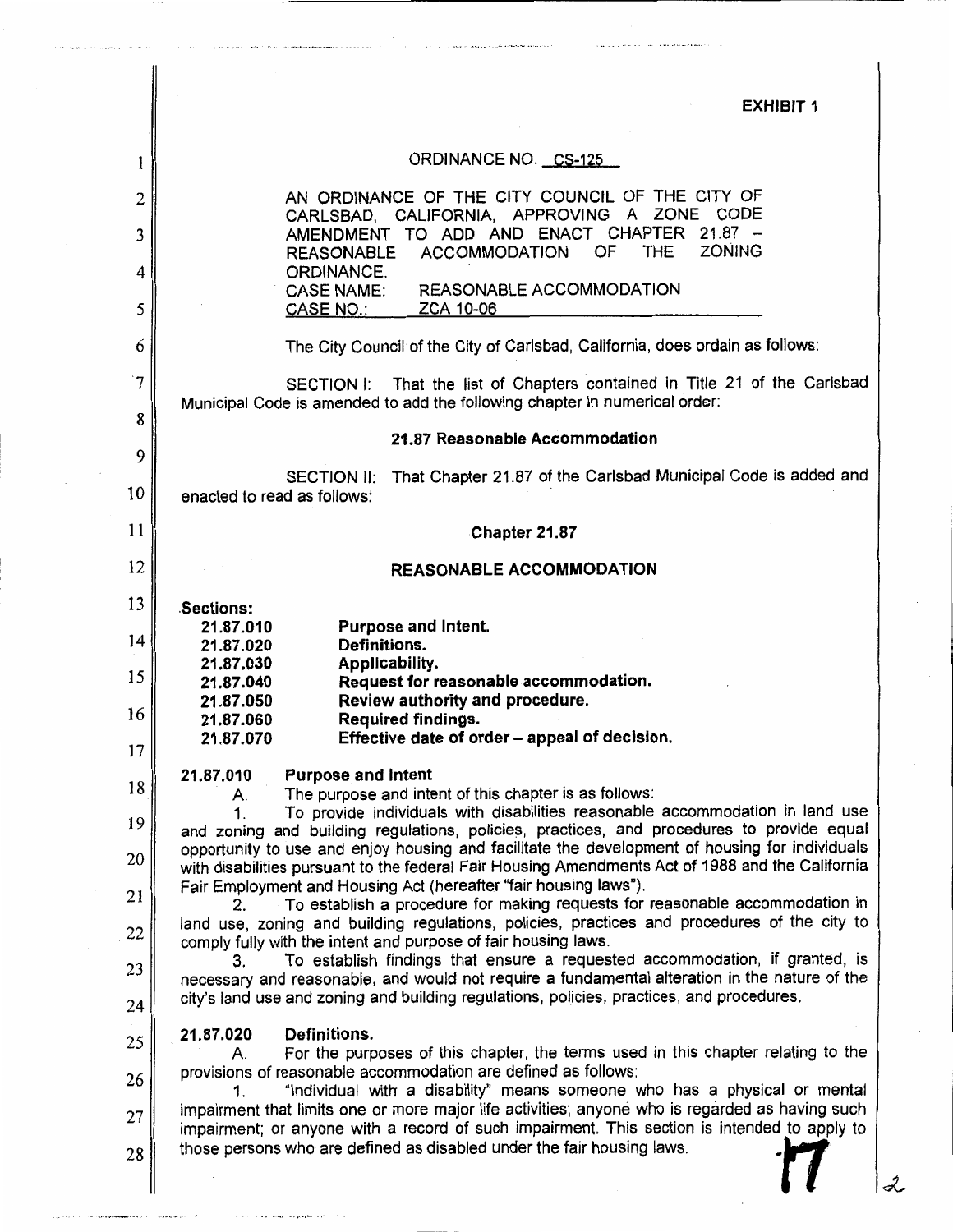**EXHIBIT 1**

ORDINANCE NO. CS-125

AN ORDINANCE OF THE CITY COUNCIL OF THE CITY OF CARLSBAD, CALIFORNIA, APPROVING A ZONE CODE AMENDMENT TO ADD AND ENACT CHAPTER 21.87 – REASONABLE ACCOMMODATION OF THE ZONING ORDINANCE.
CASE NAME: REASONABLE ACCOMMODATION
CASE NO.: ZCA 10-06

The City Council of the City of Carlsbad, California, does ordain as follows:

SECTION I: That the list of Chapters contained in Title 21 of the Carlsbad Municipal Code is amended to add the following chapter in numerical order:

**21.87 Reasonable Accommodation**

SECTION II: That Chapter 21.87 of the Carlsbad Municipal Code is added and enacted to read as follows:

**Chapter 21.87**

**REASONABLE ACCOMMODATION**

**Sections:**

| | |
|---|---|
| **21.87.010** | **Purpose and Intent.** |
| **21.87.020** | **Definitions.** |
| **21.87.030** | **Applicability.** |
| **21.87.040** | **Request for reasonable accommodation.** |
| **21.87.050** | **Review authority and procedure.** |
| **21.87.060** | **Required findings.** |
| **21.87.070** | **Effective date of order – appeal of decision.** |

**21.87.010 Purpose and Intent**

A. The purpose and intent of this chapter is as follows:

1. To provide individuals with disabilities reasonable accommodation in land use and zoning and building regulations, policies, practices, and procedures to provide equal opportunity to use and enjoy housing and facilitate the development of housing for individuals with disabilities pursuant to the federal Fair Housing Amendments Act of 1988 and the California Fair Employment and Housing Act (hereafter "fair housing laws").

2. To establish a procedure for making requests for reasonable accommodation in land use, zoning and building regulations, policies, practices and procedures of the city to comply fully with the intent and purpose of fair housing laws.

3. To establish findings that ensure a requested accommodation, if granted, is necessary and reasonable, and would not require a fundamental alteration in the nature of the city's land use and zoning and building regulations, policies, practices, and procedures.

**21.87.020 Definitions.**

A. For the purposes of this chapter, the terms used in this chapter relating to the provisions of reasonable accommodation are defined as follows:

1. "Individual with a disability" means someone who has a physical or mental impairment that limits one or more major life activities; anyone who is regarded as having such impairment; or anyone with a record of such impairment. This section is intended to apply to those persons who are defined as disabled under the fair housing laws.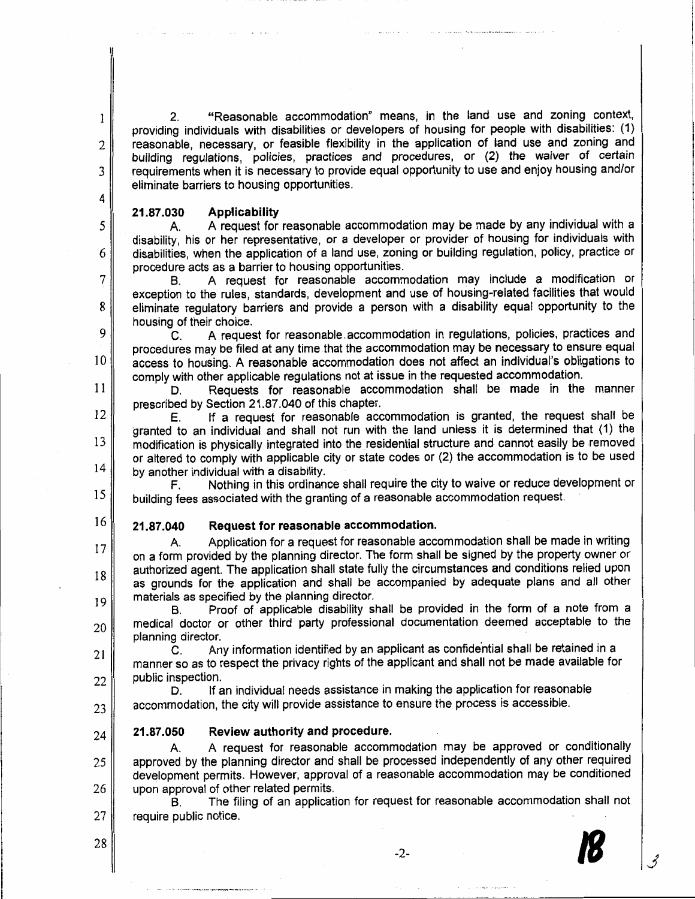2. "Reasonable accommodation" means, in the land use and zoning context, providing individuals with disabilities or developers of housing for people with disabilities: (1) reasonable, necessary, or feasible flexibility in the application of land use and zoning and building regulations, policies, practices and procedures, or (2) the waiver of certain requirements when it is necessary to provide equal opportunity to use and enjoy housing and/or eliminate barriers to housing opportunities.

**21.87.030 Applicability**

A. A request for reasonable accommodation may be made by any individual with a disability, his or her representative, or a developer or provider of housing for individuals with disabilities, when the application of a land use, zoning or building regulation, policy, practice or procedure acts as a barrier to housing opportunities.

B. A request for reasonable accommodation may include a modification or exception to the rules, standards, development and use of housing-related facilities that would eliminate regulatory barriers and provide a person with a disability equal opportunity to the housing of their choice.

C. A request for reasonable accommodation in regulations, policies, practices and procedures may be filed at any time that the accommodation may be necessary to ensure equal access to housing. A reasonable accommodation does not affect an individual's obligations to comply with other applicable regulations not at issue in the requested accommodation.

D. Requests for reasonable accommodation shall be made in the manner prescribed by Section 21.87.040 of this chapter.

E. If a request for reasonable accommodation is granted, the request shall be granted to an individual and shall not run with the land unless it is determined that (1) the modification is physically integrated into the residential structure and cannot easily be removed or altered to comply with applicable city or state codes or (2) the accommodation is to be used by another individual with a disability.

F. Nothing in this ordinance shall require the city to waive or reduce development or building fees associated with the granting of a reasonable accommodation request.

**21.87.040 Request for reasonable accommodation.**

A. Application for a request for reasonable accommodation shall be made in writing on a form provided by the planning director. The form shall be signed by the property owner or authorized agent. The application shall state fully the circumstances and conditions relied upon as grounds for the application and shall be accompanied by adequate plans and all other materials as specified by the planning director.

B. Proof of applicable disability shall be provided in the form of a note from a medical doctor or other third party professional documentation deemed acceptable to the planning director.

C. Any information identified by an applicant as confidential shall be retained in a manner so as to respect the privacy rights of the applicant and shall not be made available for public inspection.

D. If an individual needs assistance in making the application for reasonable accommodation, the city will provide assistance to ensure the process is accessible.

**21.87.050 Review authority and procedure.**

A. A request for reasonable accommodation may be approved or conditionally approved by the planning director and shall be processed independently of any other required development permits. However, approval of a reasonable accommodation may be conditioned upon approval of other related permits.

B. The filing of an application for request for reasonable accommodation shall not require public notice.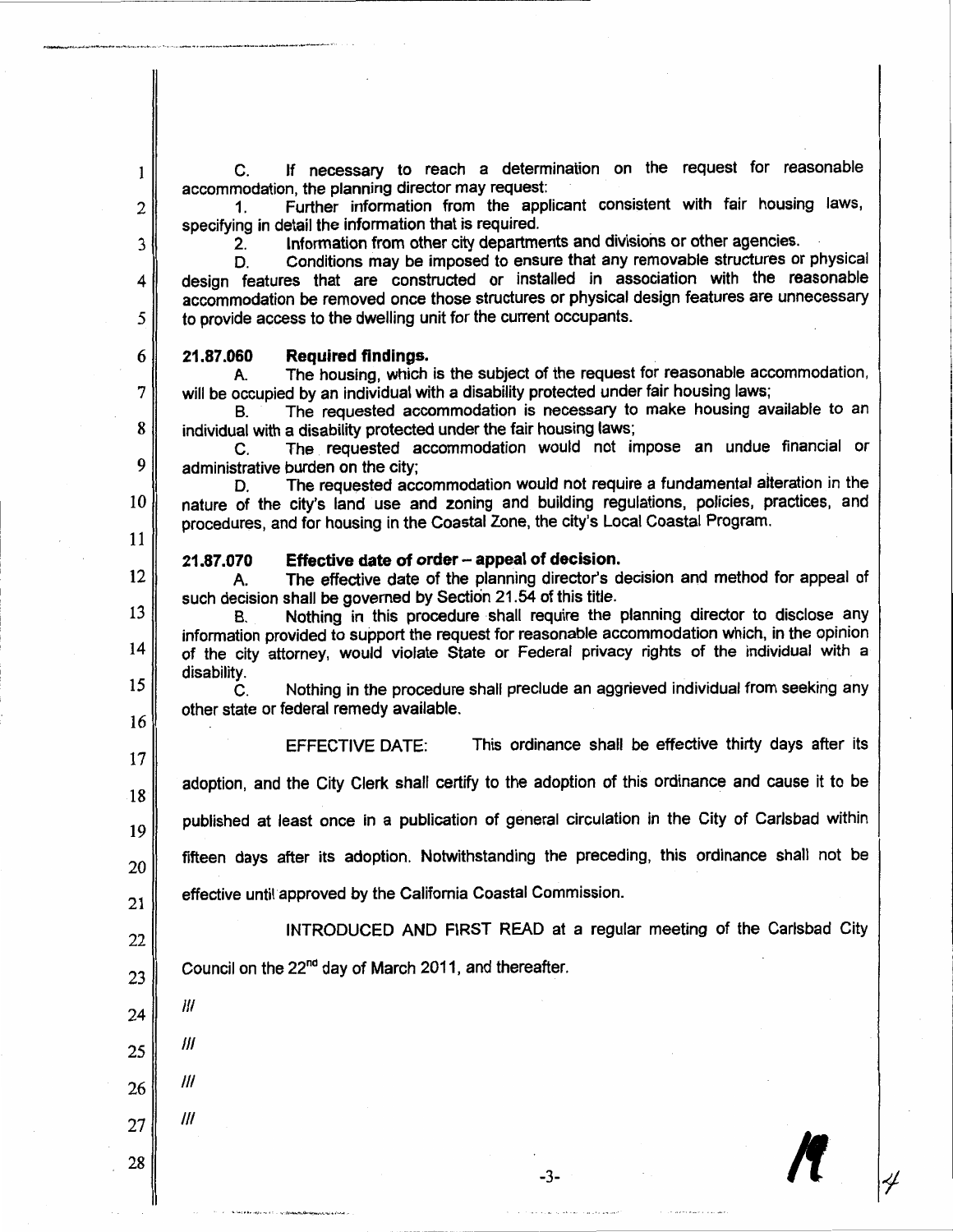C. If necessary to reach a determination on the request for reasonable accommodation, the planning director may request:

1. Further information from the applicant consistent with fair housing laws, specifying in detail the information that is required.

2. Information from other city departments and divisions or other agencies.

D. Conditions may be imposed to ensure that any removable structures or physical design features that are constructed or installed in association with the reasonable accommodation be removed once those structures or physical design features are unnecessary to provide access to the dwelling unit for the current occupants.

**21.87.060 Required findings.**

A. The housing, which is the subject of the request for reasonable accommodation, will be occupied by an individual with a disability protected under fair housing laws;

B. The requested accommodation is necessary to make housing available to an individual with a disability protected under the fair housing laws;

C. The requested accommodation would not impose an undue financial or administrative burden on the city;

D. The requested accommodation would not require a fundamental alteration in the nature of the city's land use and zoning and building regulations, policies, practices, and procedures, and for housing in the Coastal Zone, the city's Local Coastal Program.

**21.87.070 Effective date of order – appeal of decision.**

A. The effective date of the planning director's decision and method for appeal of such decision shall be governed by Section 21.54 of this title.

B. Nothing in this procedure shall require the planning director to disclose any information provided to support the request for reasonable accommodation which, in the opinion of the city attorney, would violate State or Federal privacy rights of the individual with a disability.

C. Nothing in the procedure shall preclude an aggrieved individual from seeking any other state or federal remedy available.

EFFECTIVE DATE: This ordinance shall be effective thirty days after its adoption, and the City Clerk shall certify to the adoption of this ordinance and cause it to be published at least once in a publication of general circulation in the City of Carlsbad within fifteen days after its adoption. Notwithstanding the preceding, this ordinance shall not be effective until approved by the California Coastal Commission.

INTRODUCED AND FIRST READ at a regular meeting of the Carlsbad City Council on the 22nd day of March 2011, and thereafter.

///

///

///

///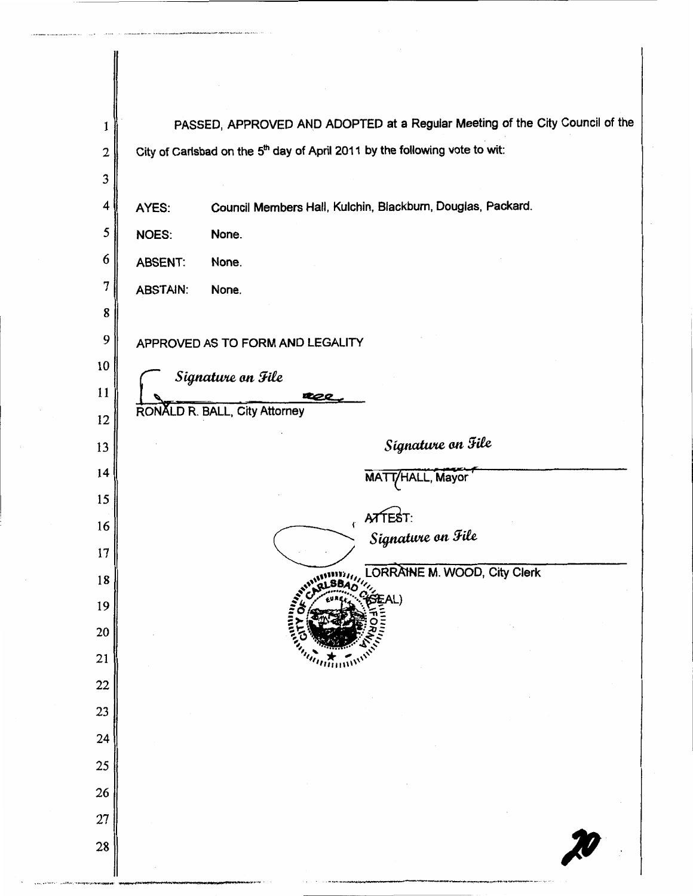PASSED, APPROVED AND ADOPTED at a Regular Meeting of the City Council of the City of Carlsbad on the 5th day of April 2011 by the following vote to wit:

AYES: Council Members Hall, Kulchin, Blackburn, Douglas, Packard.

NOES: None.

ABSENT: None.

ABSTAIN: None.

APPROVED AS TO FORM AND LEGALITY

*Signature on File*

RONALD R. BALL, City Attorney

*Signature on File*

MATT HALL, Mayor

ATTEST:

*Signature on File*

LORRAINE M. WOOD, City Clerk

(SEAL)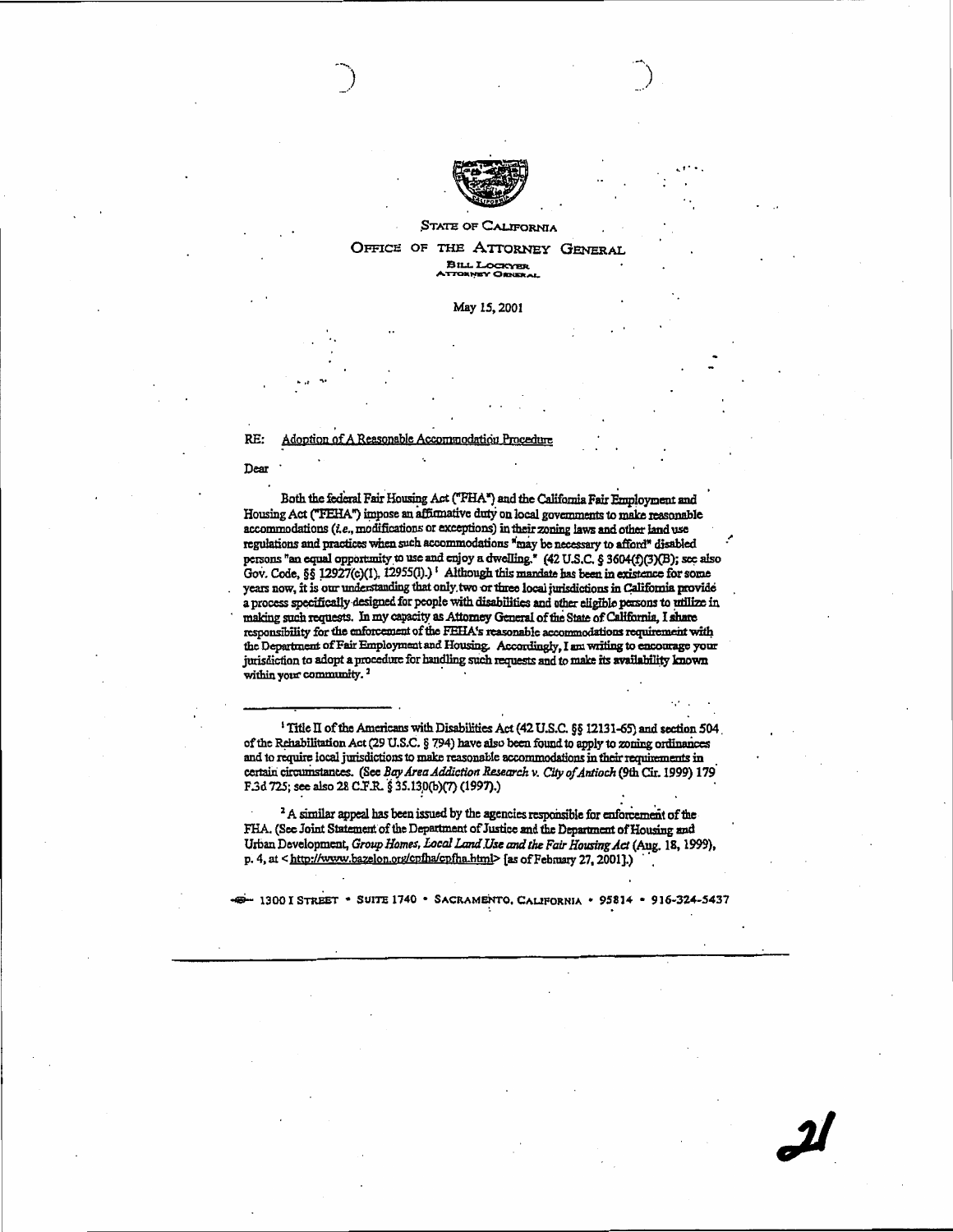STATE OF CALIFORNIA

OFFICE OF THE ATTORNEY GENERAL

BILL LOCKYER
ATTORNEY GENERAL

May 15, 2001

RE: Adoption of A Reasonable Accommodation Procedure

Dear

Both the federal Fair Housing Act ("FHA") and the California Fair Employment and Housing Act ("FEHA") impose an affirmative duty on local governments to make reasonable accommodations (*i.e.*, modifications or exceptions) in their zoning laws and other land use regulations and practices when such accommodations "may be necessary to afford" disabled persons "an equal opportunity to use and enjoy a dwelling." (42 U.S.C. § 3604(f)(3)(B); see also Gov. Code, §§ 12927(c)(1), 12955(l).)[1] Although this mandate has been in existence for some years now, it is our understanding that only two or three local jurisdictions in California provide a process specifically designed for people with disabilities and other eligible persons to utilize in making such requests. In my capacity as Attorney General of the State of California, I share responsibility for the enforcement of the FEHA's reasonable accommodations requirement with the Department of Fair Employment and Housing. Accordingly, I am writing to encourage your jurisdiction to adopt a procedure for handling such requests and to make its availability known within your community.[2]

---

[1] Title II of the Americans with Disabilities Act (42 U.S.C. §§ 12131-65) and section 504 of the Rehabilitation Act (29 U.S.C. § 794) have also been found to apply to zoning ordinances and to require local jurisdictions to make reasonable accommodations in their requirements in certain circumstances. (See *Bay Area Addiction Research v. City of Antioch* (9th Cir. 1999) 179 F.3d 725; see also 28 C.F.R. § 35.130(b)(7) (1997).)

[2] A similar appeal has been issued by the agencies responsible for enforcement of the FHA. (See Joint Statement of the Department of Justice and the Department of Housing and Urban Development, *Group Homes, Local Land Use and the Fair Housing Act* (Aug. 18, 1999), p. 4, at <http://www.bazelon.org/cpfha/cpfha.html> [as of February 27, 2001].)

1300 I STREET • SUITE 1740 • SACRAMENTO, CALIFORNIA • 95814 • 916-324-5437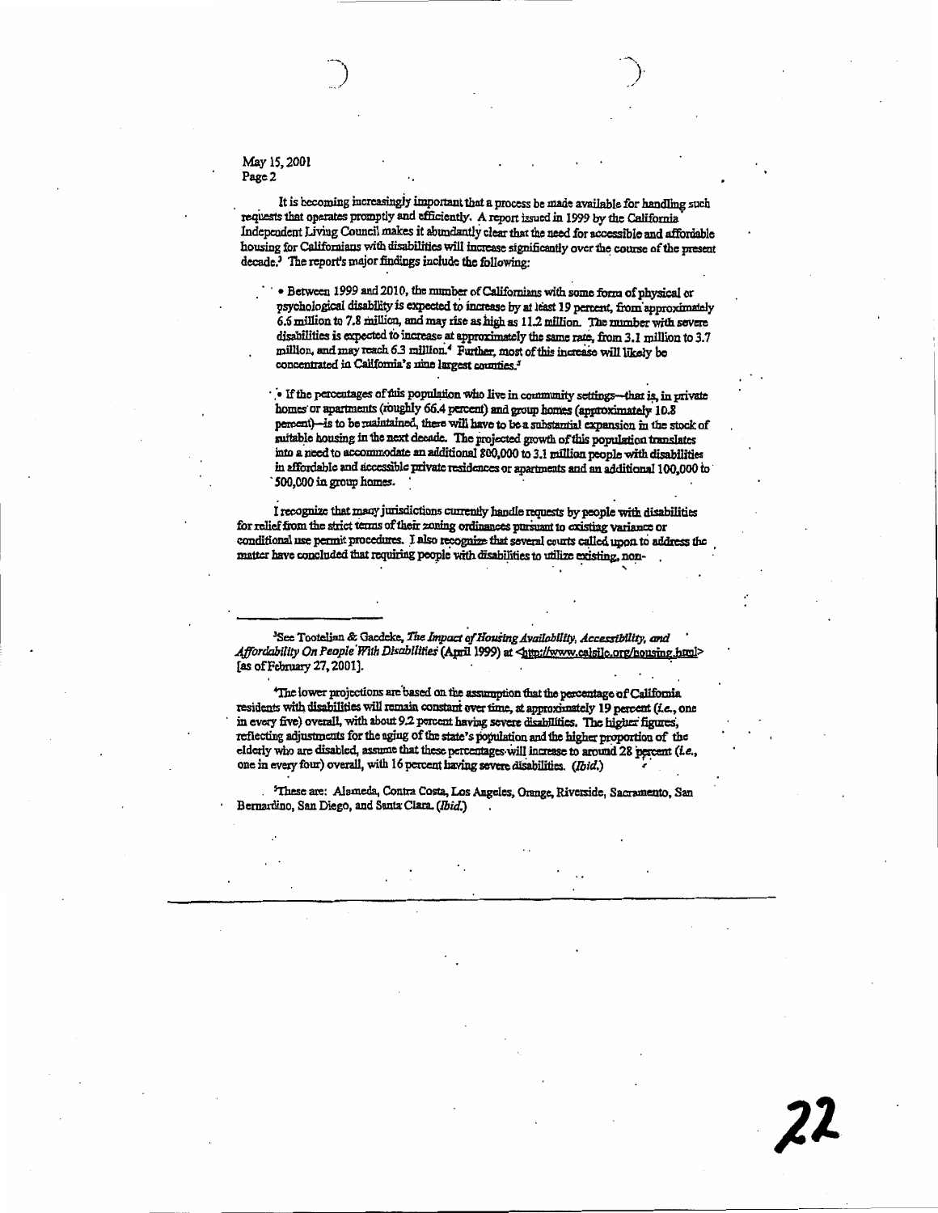May 15, 2001
Page 2

It is becoming increasingly important that a process be made available for handling such requests that operates promptly and efficiently. A report issued in 1999 by the California Independent Living Council makes it abundantly clear that the need for accessible and affordable housing for Californians with disabilities will increase significantly over the course of the present decade.[3] The report's major findings include the following:

- Between 1999 and 2010, the number of Californians with some form of physical or psychological disability is expected to increase by at least 19 percent, from approximately 6.6 million to 7.8 million, and may rise as high as 11.2 million. The number with severe disabilities is expected to increase at approximately the same rate, from 3.1 million to 3.7 million, and may reach 6.3 million.[4] Further, most of this increase will likely be concentrated in California's nine largest counties.[5]

- If the percentages of this population who live in community settings—that is, in private homes or apartments (roughly 66.4 percent) and group homes (approximately 10.8 percent)—is to be maintained, there will have to be a substantial expansion in the stock of suitable housing in the next decade. The projected growth of this population translates into a need to accommodate an additional 800,000 to 3.1 million people with disabilities in affordable and accessible private residences or apartments and an additional 100,000 to 500,000 in group homes.

I recognize that many jurisdictions currently handle requests by people with disabilities for relief from the strict terms of their zoning ordinances pursuant to existing variance or conditional use permit procedures. I also recognize that several courts called upon to address the matter have concluded that requiring people with disabilities to utilize existing, non-

---

[3]See Tootelian & Gaedeke, *The Impact of Housing Availability, Accessibility, and Affordability On People With Disabilities* (April 1999) at <http://www.calsilc.org/housing.html> [as of February 27, 2001].

[4]The lower projections are based on the assumption that the percentage of California residents with disabilities will remain constant over time, at approximately 19 percent (*i.e.*, one in every five) overall, with about 9.2 percent having severe disabilities. The higher figures, reflecting adjustments for the aging of the state's population and the higher proportion of the elderly who are disabled, assume that these percentages will increase to around 28 percent (*i.e.*, one in every four) overall, with 16 percent having severe disabilities. (*Ibid.*)

[5]These are: Alameda, Contra Costa, Los Angeles, Orange, Riverside, Sacramento, San Bernardino, San Diego, and Santa Clara. (*Ibid.*)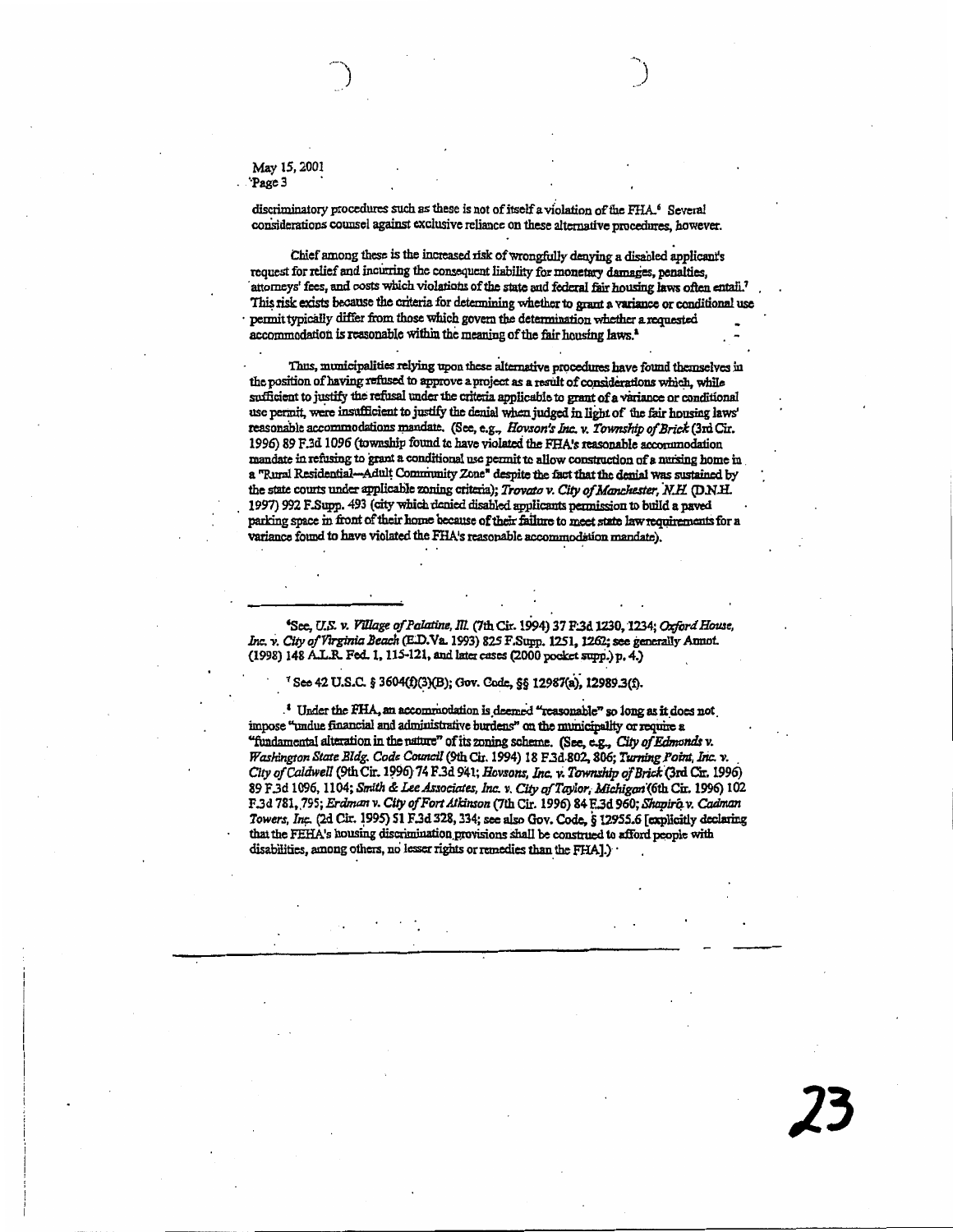discriminatory procedures such as these is not of itself a violation of the FHA.[6] Several considerations counsel against exclusive reliance on these alternative procedures, however.

Chief among these is the increased risk of wrongfully denying a disabled applicant's request for relief and incurring the consequent liability for monetary damages, penalties, attorneys' fees, and costs which violations of the state and federal fair housing laws often entail.[7] This risk exists because the criteria for determining whether to grant a variance or conditional use permit typically differ from those which govern the determination whether a requested accommodation is reasonable within the meaning of the fair housing laws.[8]

Thus, municipalities relying upon these alternative procedures have found themselves in the position of having refused to approve a project as a result of considerations which, while sufficient to justify the refusal under the criteria applicable to grant of a variance or conditional use permit, were insufficient to justify the denial when judged in light of the fair housing laws' reasonable accommodations mandate. (See, e.g., *Hovson's Inc. v. Township of Brick* (3rd Cir. 1996) 89 F.3d 1096 (township found to have violated the FHA's reasonable accommodation mandate in refusing to grant a conditional use permit to allow construction of a nursing home in a "Rural Residential—Adult Community Zone" despite the fact that the denial was sustained by the state courts under applicable zoning criteria); *Trovato v. City of Manchester, N.H.* (D.N.H. 1997) 992 F.Supp. 493 (city which denied disabled applicants permission to build a paved parking space in front of their home because of their failure to meet state law requirements for a variance found to have violated the FHA's reasonable accommodation mandate).

---

[6] See, *U.S. v. Village of Palatine, Ill.* (7th Cir. 1994) 37 F.3d 1230, 1234; *Oxford House, Inc. v. City of Virginia Beach* (E.D.Va. 1993) 825 F.Supp. 1251, 1262; see generally Annot. (1998) 148 A.L.R. Fed. 1, 115-121, and later cases (2000 pocket supp.) p. 4.)

[7] See 42 U.S.C. § 3604(f)(3)(B); Gov. Code, §§ 12987(a), 12989.3(f).

[8] Under the FHA, an accommodation is deemed "reasonable" so long as it does not impose "undue financial and administrative burdens" on the municipality or require a "fundamental alteration in the nature" of its zoning scheme. (See, e.g., *City of Edmonds v. Washington State Bldg. Code Council* (9th Cir. 1994) 18 F.3d 802, 806; *Turning Point, Inc. v. City of Caldwell* (9th Cir. 1996) 74 F.3d 941; *Hovsons, Inc. v. Township of Brick* (3rd Cir. 1996) 89 F.3d 1096, 1104; *Smith & Lee Associates, Inc. v. City of Taylor, Michigan* (6th Cir. 1996) 102 F.3d 781, 795; *Erdman v. City of Fort Atkinson* (7th Cir. 1996) 84 F.3d 960; *Shapiro v. Cadman Towers, Inc.* (2d Cir. 1995) 51 F.3d 328, 334; see also Gov. Code, § 12955.6 [explicitly declaring that the FEHA's housing discrimination provisions shall be construed to afford people with disabilities, among others, no lesser rights or remedies than the FHA].)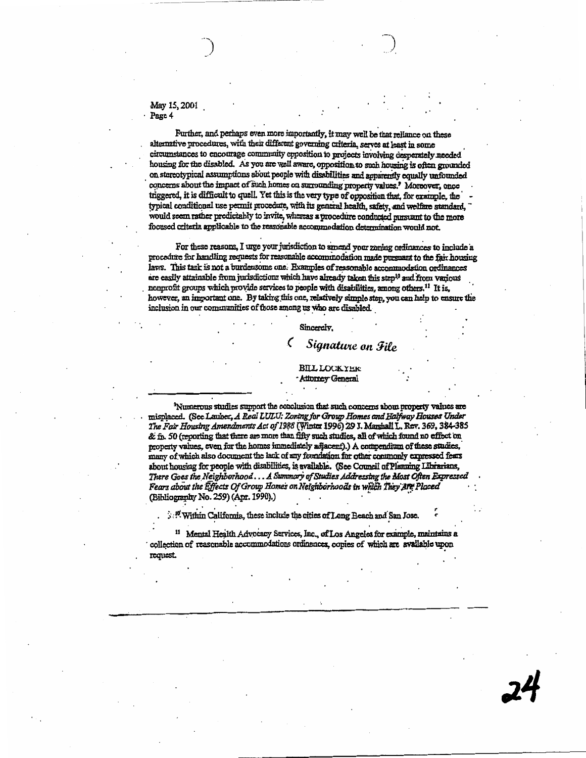May 15, 2001
Page 4

Further, and perhaps even more importantly, it may well be that reliance on these alternative procedures, with their different governing criteria, serves at least in some circumstances to encourage community opposition to projects involving desperately needed housing for the disabled. As you are well aware, opposition to such housing is often grounded on stereotypical assumptions about people with disabilities and apparently equally unfounded concerns about the impact of such homes on surrounding property values.[9] Moreover, once triggered, it is difficult to quell. Yet this is the very type of opposition that, for example, the typical conditional use permit procedure, with its general health, safety, and welfare standard, would seem rather predictably to invite, whereas a procedure conducted pursuant to the more focused criteria applicable to the reasonable accommodation determination would not.

For these reasons, I urge your jurisdiction to amend your zoning ordinances to include a procedure for handling requests for reasonable accommodation made pursuant to the fair housing laws. This task is not a burdensome one. Examples of reasonable accommodation ordinances are easily attainable from jurisdictions which have already taken this step[10] and from various nonprofit groups which provide services to people with disabilities, among others.[11] It is, however, an important one. By taking this one, relatively simple step, you can help to ensure the inclusion in our communities of those among us who are disabled.

Sincerely,

*Signature on File*

BILL LOCKYER
Attorney General

---

[9] Numerous studies support the conclusion that such concerns about property values are misplaced. (See Lauber, *A Real LULU: Zoning for Group Homes and Halfway Houses Under The Fair Housing Amendments Act of 1988* (Winter 1996) 29 J. Marshall L. Rev. 369, 384-385 & fn. 50 (reporting that there are more than fifty such studies, all of which found no effect on property values, even for the homes immediately adjacent).) A compendium of these studies, many of which also document the lack of any foundation for other commonly expressed fears about housing for people with disabilities, is available. (See Council of Planning Librarians, *There Goes the Neighborhood . . . A Summary of Studies Addressing the Most Often Expressed Fears about the Effects Of Group Homes on Neighborhoods in Which They Are Placed* (Bibliography No. 259) (Apr. 1990).)

[10] Within California, these include the cities of Long Beach and San Jose.

[11] Mental Health Advocacy Services, Inc., of Los Angeles for example, maintains a collection of reasonable accommodations ordinances, copies of which are available upon request.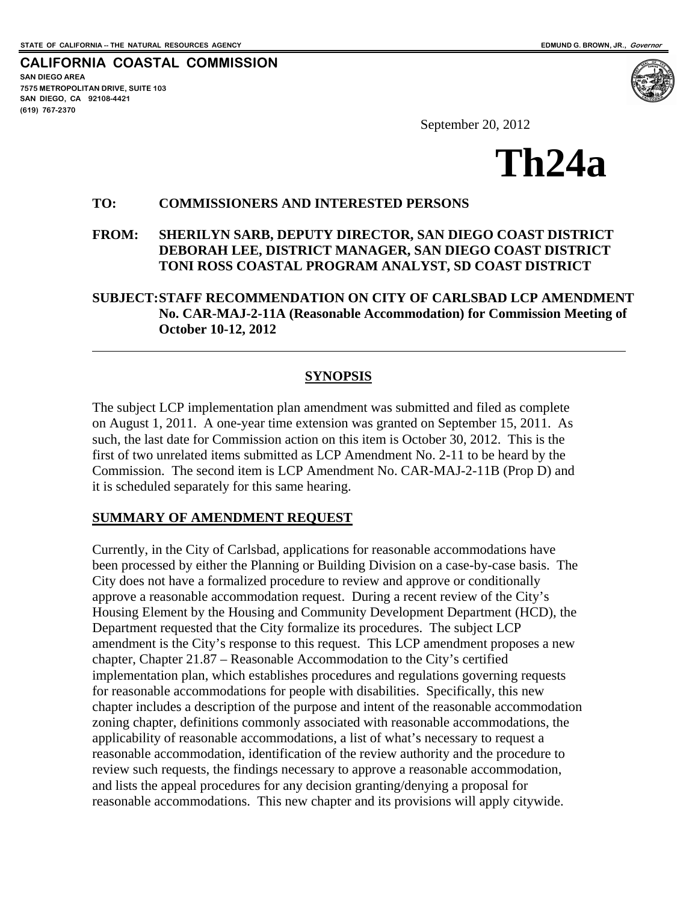STATE OF CALIFORNIA -- THE NATURAL RESOURCES AGENCY

EDMUND G. BROWN, JR., *Governor*

**CALIFORNIA COASTAL COMMISSION**
**SAN DIEGO AREA**
**7575 METROPOLITAN DRIVE, SUITE 103**
**SAN DIEGO, CA 92108-4421**
**(619) 767-2370**

September 20, 2012

# Th24a

**TO:** **COMMISSIONERS AND INTERESTED PERSONS**

**FROM:** **SHERILYN SARB, DEPUTY DIRECTOR, SAN DIEGO COAST DISTRICT**
**DEBORAH LEE, DISTRICT MANAGER, SAN DIEGO COAST DISTRICT**
**TONI ROSS COASTAL PROGRAM ANALYST, SD COAST DISTRICT**

**SUBJECT:** **STAFF RECOMMENDATION ON CITY OF CARLSBAD LCP AMENDMENT No. CAR-MAJ-2-11A (Reasonable Accommodation) for Commission Meeting of October 10-12, 2012**

---

## SYNOPSIS

The subject LCP implementation plan amendment was submitted and filed as complete on August 1, 2011. A one-year time extension was granted on September 15, 2011. As such, the last date for Commission action on this item is October 30, 2012. This is the first of two unrelated items submitted as LCP Amendment No. 2-11 to be heard by the Commission. The second item is LCP Amendment No. CAR-MAJ-2-11B (Prop D) and it is scheduled separately for this same hearing.

## SUMMARY OF AMENDMENT REQUEST

Currently, in the City of Carlsbad, applications for reasonable accommodations have been processed by either the Planning or Building Division on a case-by-case basis. The City does not have a formalized procedure to review and approve or conditionally approve a reasonable accommodation request. During a recent review of the City's Housing Element by the Housing and Community Development Department (HCD), the Department requested that the City formalize its procedures. The subject LCP amendment is the City's response to this request. This LCP amendment proposes a new chapter, Chapter 21.87 – Reasonable Accommodation to the City's certified implementation plan, which establishes procedures and regulations governing requests for reasonable accommodations for people with disabilities. Specifically, this new chapter includes a description of the purpose and intent of the reasonable accommodation zoning chapter, definitions commonly associated with reasonable accommodations, the applicability of reasonable accommodations, a list of what's necessary to request a reasonable accommodation, identification of the review authority and the procedure to review such requests, the findings necessary to approve a reasonable accommodation, and lists the appeal procedures for any decision granting/denying a proposal for reasonable accommodations. This new chapter and its provisions will apply citywide.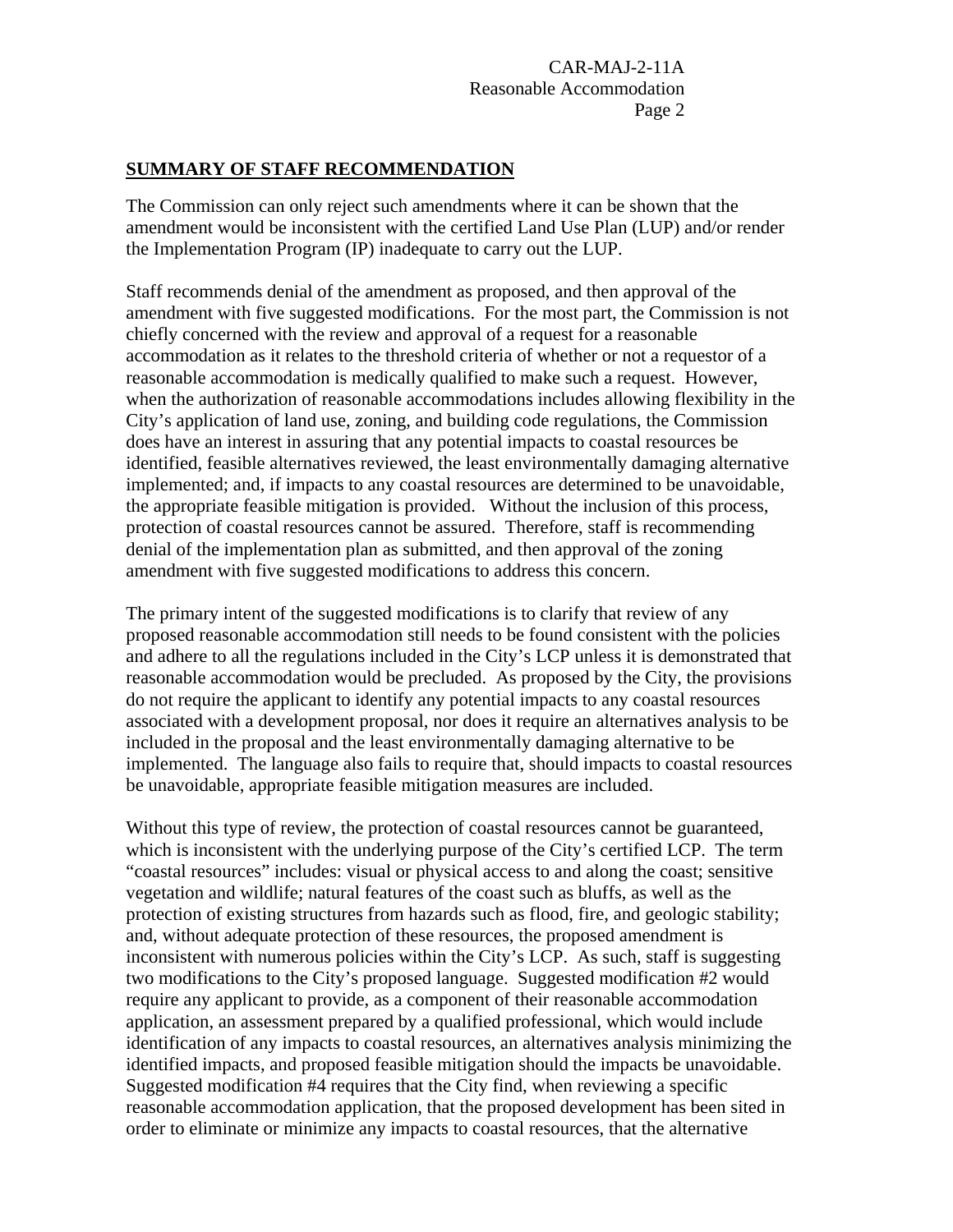## SUMMARY OF STAFF RECOMMENDATION

The Commission can only reject such amendments where it can be shown that the amendment would be inconsistent with the certified Land Use Plan (LUP) and/or render the Implementation Program (IP) inadequate to carry out the LUP.

Staff recommends denial of the amendment as proposed, and then approval of the amendment with five suggested modifications. For the most part, the Commission is not chiefly concerned with the review and approval of a request for a reasonable accommodation as it relates to the threshold criteria of whether or not a requestor of a reasonable accommodation is medically qualified to make such a request. However, when the authorization of reasonable accommodations includes allowing flexibility in the City's application of land use, zoning, and building code regulations, the Commission does have an interest in assuring that any potential impacts to coastal resources be identified, feasible alternatives reviewed, the least environmentally damaging alternative implemented; and, if impacts to any coastal resources are determined to be unavoidable, the appropriate feasible mitigation is provided. Without the inclusion of this process, protection of coastal resources cannot be assured. Therefore, staff is recommending denial of the implementation plan as submitted, and then approval of the zoning amendment with five suggested modifications to address this concern.

The primary intent of the suggested modifications is to clarify that review of any proposed reasonable accommodation still needs to be found consistent with the policies and adhere to all the regulations included in the City's LCP unless it is demonstrated that reasonable accommodation would be precluded. As proposed by the City, the provisions do not require the applicant to identify any potential impacts to any coastal resources associated with a development proposal, nor does it require an alternatives analysis to be included in the proposal and the least environmentally damaging alternative to be implemented. The language also fails to require that, should impacts to coastal resources be unavoidable, appropriate feasible mitigation measures are included.

Without this type of review, the protection of coastal resources cannot be guaranteed, which is inconsistent with the underlying purpose of the City's certified LCP. The term "coastal resources" includes: visual or physical access to and along the coast; sensitive vegetation and wildlife; natural features of the coast such as bluffs, as well as the protection of existing structures from hazards such as flood, fire, and geologic stability; and, without adequate protection of these resources, the proposed amendment is inconsistent with numerous policies within the City's LCP. As such, staff is suggesting two modifications to the City's proposed language. Suggested modification #2 would require any applicant to provide, as a component of their reasonable accommodation application, an assessment prepared by a qualified professional, which would include identification of any impacts to coastal resources, an alternatives analysis minimizing the identified impacts, and proposed feasible mitigation should the impacts be unavoidable. Suggested modification #4 requires that the City find, when reviewing a specific reasonable accommodation application, that the proposed development has been sited in order to eliminate or minimize any impacts to coastal resources, that the alternative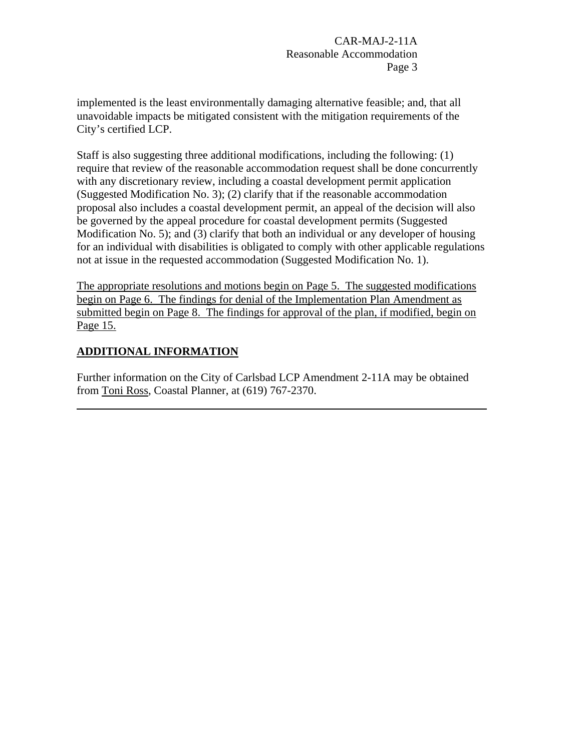implemented is the least environmentally damaging alternative feasible; and, that all unavoidable impacts be mitigated consistent with the mitigation requirements of the City's certified LCP.

Staff is also suggesting three additional modifications, including the following: (1) require that review of the reasonable accommodation request shall be done concurrently with any discretionary review, including a coastal development permit application (Suggested Modification No. 3); (2) clarify that if the reasonable accommodation proposal also includes a coastal development permit, an appeal of the decision will also be governed by the appeal procedure for coastal development permits (Suggested Modification No. 5); and (3) clarify that both an individual or any developer of housing for an individual with disabilities is obligated to comply with other applicable regulations not at issue in the requested accommodation (Suggested Modification No. 1).

The appropriate resolutions and motions begin on Page 5. The suggested modifications begin on Page 6. The findings for denial of the Implementation Plan Amendment as submitted begin on Page 8. The findings for approval of the plan, if modified, begin on Page 15.

## ADDITIONAL INFORMATION

Further information on the City of Carlsbad LCP Amendment 2-11A may be obtained from Toni Ross, Coastal Planner, at (619) 767-2370.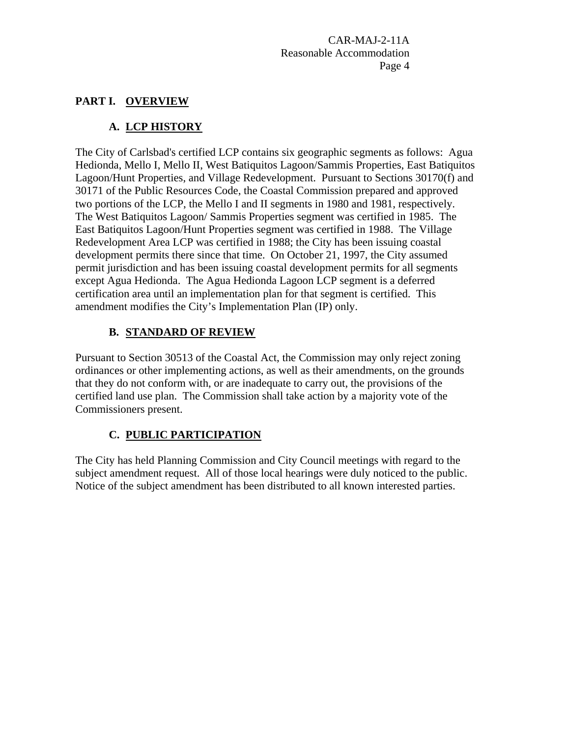# PART I. OVERVIEW

## A. LCP HISTORY

The City of Carlsbad's certified LCP contains six geographic segments as follows: Agua Hedionda, Mello I, Mello II, West Batiquitos Lagoon/Sammis Properties, East Batiquitos Lagoon/Hunt Properties, and Village Redevelopment. Pursuant to Sections 30170(f) and 30171 of the Public Resources Code, the Coastal Commission prepared and approved two portions of the LCP, the Mello I and II segments in 1980 and 1981, respectively. The West Batiquitos Lagoon/ Sammis Properties segment was certified in 1985. The East Batiquitos Lagoon/Hunt Properties segment was certified in 1988. The Village Redevelopment Area LCP was certified in 1988; the City has been issuing coastal development permits there since that time. On October 21, 1997, the City assumed permit jurisdiction and has been issuing coastal development permits for all segments except Agua Hedionda. The Agua Hedionda Lagoon LCP segment is a deferred certification area until an implementation plan for that segment is certified. This amendment modifies the City's Implementation Plan (IP) only.

## B. STANDARD OF REVIEW

Pursuant to Section 30513 of the Coastal Act, the Commission may only reject zoning ordinances or other implementing actions, as well as their amendments, on the grounds that they do not conform with, or are inadequate to carry out, the provisions of the certified land use plan. The Commission shall take action by a majority vote of the Commissioners present.

## C. PUBLIC PARTICIPATION

The City has held Planning Commission and City Council meetings with regard to the subject amendment request. All of those local hearings were duly noticed to the public. Notice of the subject amendment has been distributed to all known interested parties.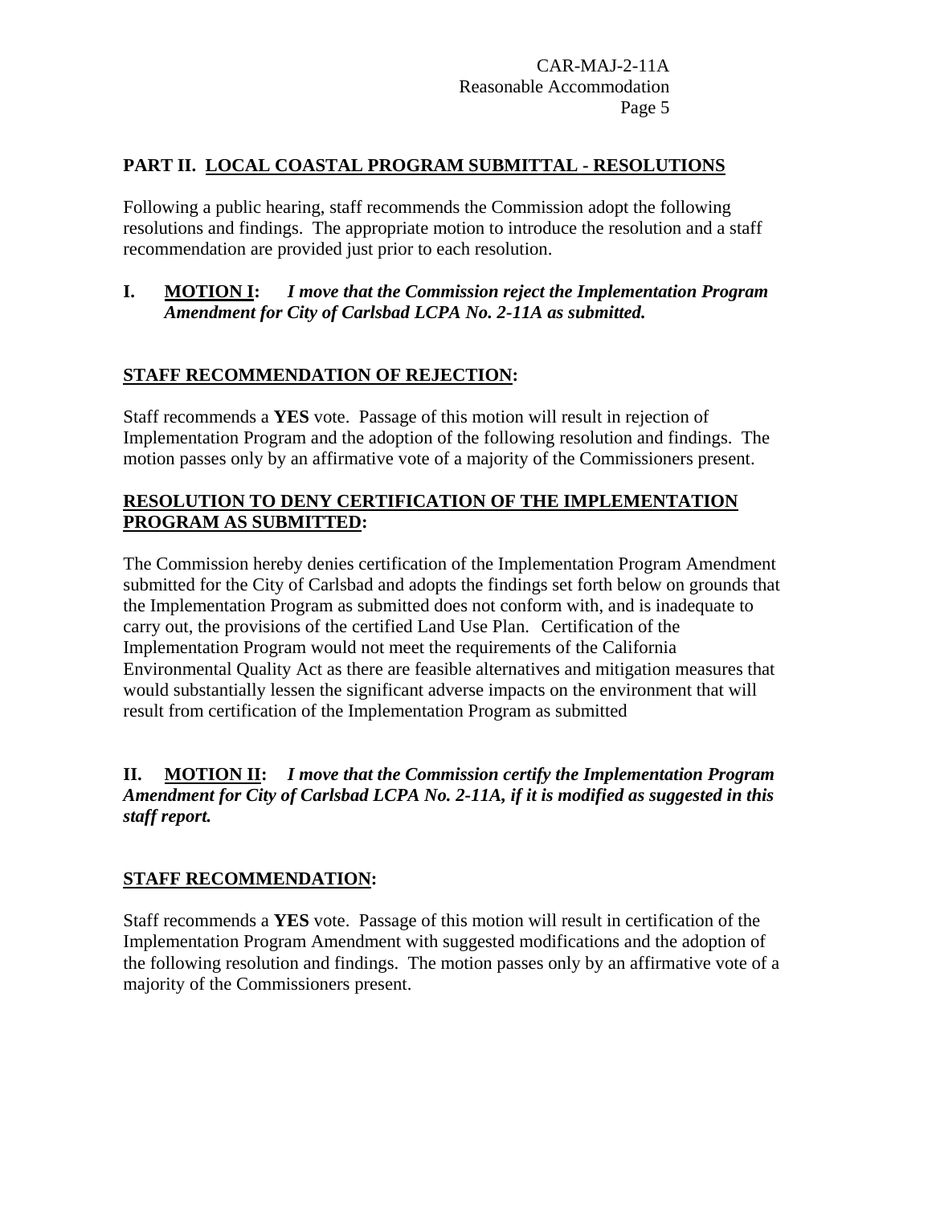## PART II. LOCAL COASTAL PROGRAM SUBMITTAL - RESOLUTIONS

Following a public hearing, staff recommends the Commission adopt the following resolutions and findings. The appropriate motion to introduce the resolution and a staff recommendation are provided just prior to each resolution.

**I. MOTION I:** ***I move that the Commission reject the Implementation Program Amendment for City of Carlsbad LCPA No. 2-11A as submitted.***

**STAFF RECOMMENDATION OF REJECTION:**

Staff recommends a **YES** vote. Passage of this motion will result in rejection of Implementation Program and the adoption of the following resolution and findings. The motion passes only by an affirmative vote of a majority of the Commissioners present.

**RESOLUTION TO DENY CERTIFICATION OF THE IMPLEMENTATION PROGRAM AS SUBMITTED:**

The Commission hereby denies certification of the Implementation Program Amendment submitted for the City of Carlsbad and adopts the findings set forth below on grounds that the Implementation Program as submitted does not conform with, and is inadequate to carry out, the provisions of the certified Land Use Plan. Certification of the Implementation Program would not meet the requirements of the California Environmental Quality Act as there are feasible alternatives and mitigation measures that would substantially lessen the significant adverse impacts on the environment that will result from certification of the Implementation Program as submitted

**II. MOTION II:** ***I move that the Commission certify the Implementation Program Amendment for City of Carlsbad LCPA No. 2-11A, if it is modified as suggested in this staff report.***

**STAFF RECOMMENDATION:**

Staff recommends a **YES** vote. Passage of this motion will result in certification of the Implementation Program Amendment with suggested modifications and the adoption of the following resolution and findings. The motion passes only by an affirmative vote of a majority of the Commissioners present.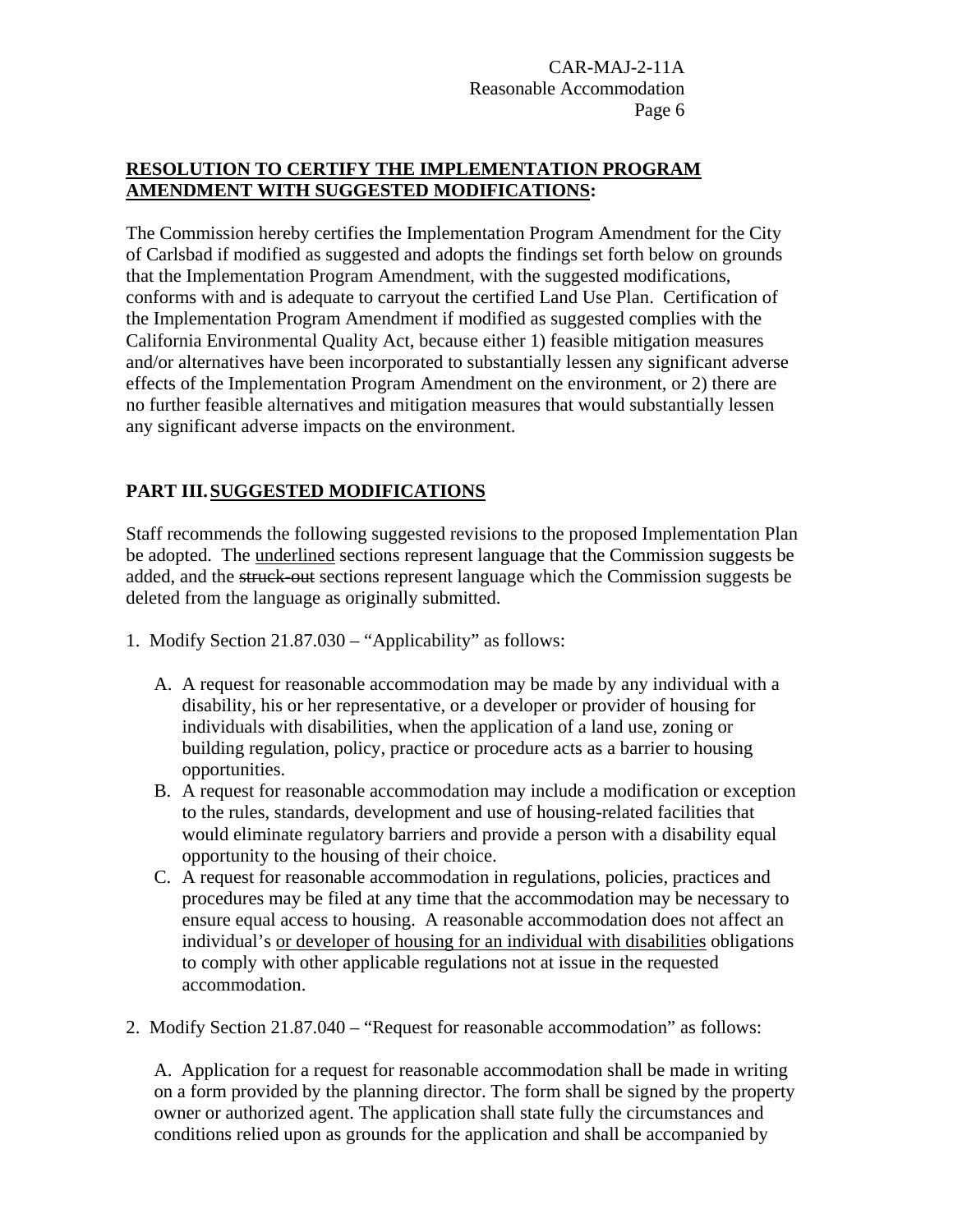**RESOLUTION TO CERTIFY THE IMPLEMENTATION PROGRAM AMENDMENT WITH SUGGESTED MODIFICATIONS:**

The Commission hereby certifies the Implementation Program Amendment for the City of Carlsbad if modified as suggested and adopts the findings set forth below on grounds that the Implementation Program Amendment, with the suggested modifications, conforms with and is adequate to carryout the certified Land Use Plan. Certification of the Implementation Program Amendment if modified as suggested complies with the California Environmental Quality Act, because either 1) feasible mitigation measures and/or alternatives have been incorporated to substantially lessen any significant adverse effects of the Implementation Program Amendment on the environment, or 2) there are no further feasible alternatives and mitigation measures that would substantially lessen any significant adverse impacts on the environment.

## PART III. SUGGESTED MODIFICATIONS

Staff recommends the following suggested revisions to the proposed Implementation Plan be adopted. The <u>underlined</u> sections represent language that the Commission suggests be added, and the ~~struck-out~~ sections represent language which the Commission suggests be deleted from the language as originally submitted.

1. Modify Section 21.87.030 – "Applicability" as follows:

   A. A request for reasonable accommodation may be made by any individual with a disability, his or her representative, or a developer or provider of housing for individuals with disabilities, when the application of a land use, zoning or building regulation, policy, practice or procedure acts as a barrier to housing opportunities.

   B. A request for reasonable accommodation may include a modification or exception to the rules, standards, development and use of housing-related facilities that would eliminate regulatory barriers and provide a person with a disability equal opportunity to the housing of their choice.

   C. A request for reasonable accommodation in regulations, policies, practices and procedures may be filed at any time that the accommodation may be necessary to ensure equal access to housing. A reasonable accommodation does not affect an individual's <u>or developer of housing for an individual with disabilities</u> obligations to comply with other applicable regulations not at issue in the requested accommodation.

2. Modify Section 21.87.040 – "Request for reasonable accommodation" as follows:

   A. Application for a request for reasonable accommodation shall be made in writing on a form provided by the planning director. The form shall be signed by the property owner or authorized agent. The application shall state fully the circumstances and conditions relied upon as grounds for the application and shall be accompanied by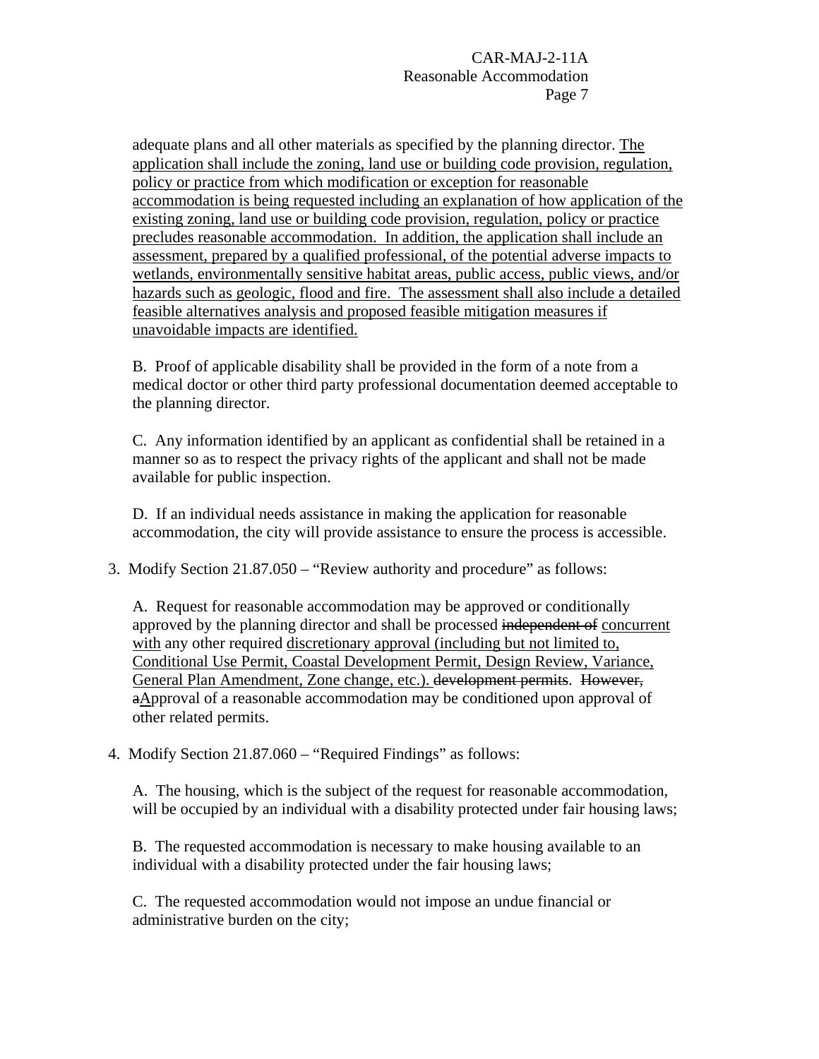adequate plans and all other materials as specified by the planning director. <u>The application shall include the zoning, land use or building code provision, regulation, policy or practice from which modification or exception for reasonable accommodation is being requested including an explanation of how application of the existing zoning, land use or building code provision, regulation, policy or practice precludes reasonable accommodation. In addition, the application shall include an assessment, prepared by a qualified professional, of the potential adverse impacts to wetlands, environmentally sensitive habitat areas, public access, public views, and/or hazards such as geologic, flood and fire. The assessment shall also include a detailed feasible alternatives analysis and proposed feasible mitigation measures if unavoidable impacts are identified.</u>

B. Proof of applicable disability shall be provided in the form of a note from a medical doctor or other third party professional documentation deemed acceptable to the planning director.

C. Any information identified by an applicant as confidential shall be retained in a manner so as to respect the privacy rights of the applicant and shall not be made available for public inspection.

D. If an individual needs assistance in making the application for reasonable accommodation, the city will provide assistance to ensure the process is accessible.

3. Modify Section 21.87.050 – "Review authority and procedure" as follows:

A. Request for reasonable accommodation may be approved or conditionally approved by the planning director and shall be processed ~~independent of~~ <u>concurrent with</u> any other required <u>discretionary approval (including but not limited to, Conditional Use Permit, Coastal Development Permit, Design Review, Variance, General Plan Amendment, Zone change, etc.).</u> ~~development permits~~. ~~However, a~~<u>A</u>pproval of a reasonable accommodation may be conditioned upon approval of other related permits.

4. Modify Section 21.87.060 – "Required Findings" as follows:

A. The housing, which is the subject of the request for reasonable accommodation, will be occupied by an individual with a disability protected under fair housing laws;

B. The requested accommodation is necessary to make housing available to an individual with a disability protected under the fair housing laws;

C. The requested accommodation would not impose an undue financial or administrative burden on the city;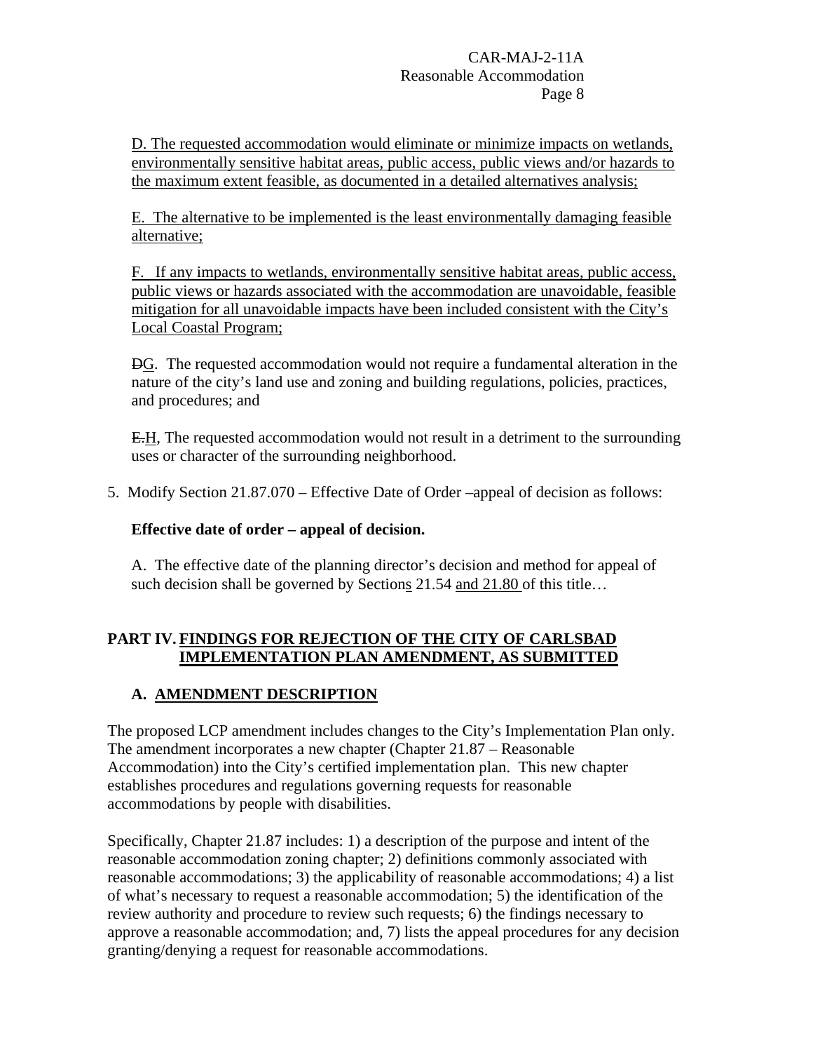D. The requested accommodation would eliminate or minimize impacts on wetlands, environmentally sensitive habitat areas, public access, public views and/or hazards to the maximum extent feasible, as documented in a detailed alternatives analysis;

E. The alternative to be implemented is the least environmentally damaging feasible alternative;

F. If any impacts to wetlands, environmentally sensitive habitat areas, public access, public views or hazards associated with the accommodation are unavoidable, feasible mitigation for all unavoidable impacts have been included consistent with the City's Local Coastal Program;

~~D~~G. The requested accommodation would not require a fundamental alteration in the nature of the city's land use and zoning and building regulations, policies, practices, and procedures; and

~~E.~~H, The requested accommodation would not result in a detriment to the surrounding uses or character of the surrounding neighborhood.

5. Modify Section 21.87.070 – Effective Date of Order –appeal of decision as follows:

**Effective date of order – appeal of decision.**

A. The effective date of the planning director's decision and method for appeal of such decision shall be governed by Sections 21.54 and 21.80 of this title…

## PART IV. FINDINGS FOR REJECTION OF THE CITY OF CARLSBAD IMPLEMENTATION PLAN AMENDMENT, AS SUBMITTED

### A. AMENDMENT DESCRIPTION

The proposed LCP amendment includes changes to the City's Implementation Plan only. The amendment incorporates a new chapter (Chapter 21.87 – Reasonable Accommodation) into the City's certified implementation plan. This new chapter establishes procedures and regulations governing requests for reasonable accommodations by people with disabilities.

Specifically, Chapter 21.87 includes: 1) a description of the purpose and intent of the reasonable accommodation zoning chapter; 2) definitions commonly associated with reasonable accommodations; 3) the applicability of reasonable accommodations; 4) a list of what's necessary to request a reasonable accommodation; 5) the identification of the review authority and procedure to review such requests; 6) the findings necessary to approve a reasonable accommodation; and, 7) lists the appeal procedures for any decision granting/denying a request for reasonable accommodations.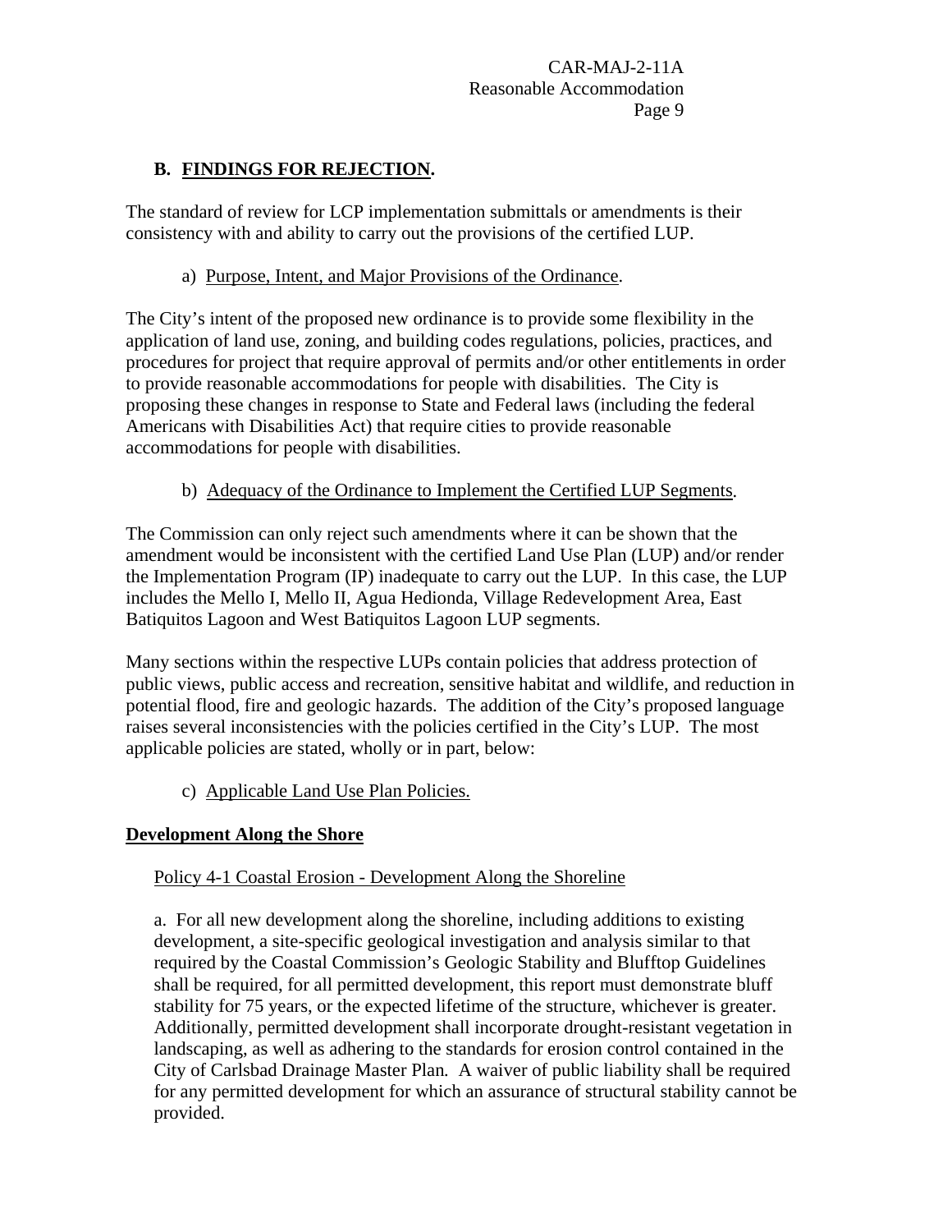## B. FINDINGS FOR REJECTION.

The standard of review for LCP implementation submittals or amendments is their consistency with and ability to carry out the provisions of the certified LUP.

a) Purpose, Intent, and Major Provisions of the Ordinance.

The City's intent of the proposed new ordinance is to provide some flexibility in the application of land use, zoning, and building codes regulations, policies, practices, and procedures for project that require approval of permits and/or other entitlements in order to provide reasonable accommodations for people with disabilities. The City is proposing these changes in response to State and Federal laws (including the federal Americans with Disabilities Act) that require cities to provide reasonable accommodations for people with disabilities.

b) Adequacy of the Ordinance to Implement the Certified LUP Segments.

The Commission can only reject such amendments where it can be shown that the amendment would be inconsistent with the certified Land Use Plan (LUP) and/or render the Implementation Program (IP) inadequate to carry out the LUP. In this case, the LUP includes the Mello I, Mello II, Agua Hedionda, Village Redevelopment Area, East Batiquitos Lagoon and West Batiquitos Lagoon LUP segments.

Many sections within the respective LUPs contain policies that address protection of public views, public access and recreation, sensitive habitat and wildlife, and reduction in potential flood, fire and geologic hazards. The addition of the City's proposed language raises several inconsistencies with the policies certified in the City's LUP. The most applicable policies are stated, wholly or in part, below:

c) Applicable Land Use Plan Policies.

**Development Along the Shore**

Policy 4-1 Coastal Erosion - Development Along the Shoreline

a. For all new development along the shoreline, including additions to existing development, a site-specific geological investigation and analysis similar to that required by the Coastal Commission's Geologic Stability and Blufftop Guidelines shall be required, for all permitted development, this report must demonstrate bluff stability for 75 years, or the expected lifetime of the structure, whichever is greater. Additionally, permitted development shall incorporate drought-resistant vegetation in landscaping, as well as adhering to the standards for erosion control contained in the City of Carlsbad Drainage Master Plan. A waiver of public liability shall be required for any permitted development for which an assurance of structural stability cannot be provided.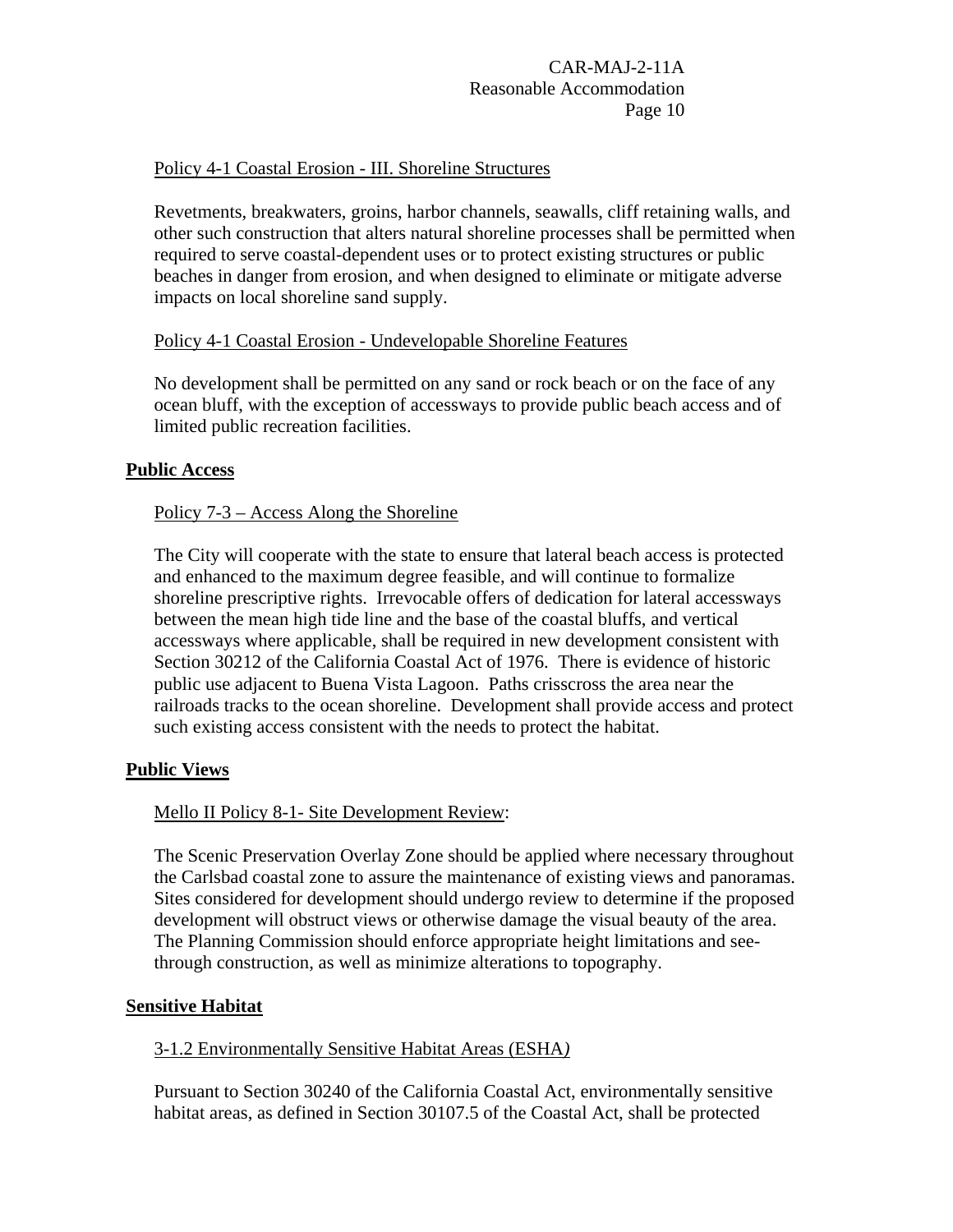Policy 4-1 Coastal Erosion - III. Shoreline Structures

Revetments, breakwaters, groins, harbor channels, seawalls, cliff retaining walls, and other such construction that alters natural shoreline processes shall be permitted when required to serve coastal-dependent uses or to protect existing structures or public beaches in danger from erosion, and when designed to eliminate or mitigate adverse impacts on local shoreline sand supply.

Policy 4-1 Coastal Erosion - Undevelopable Shoreline Features

No development shall be permitted on any sand or rock beach or on the face of any ocean bluff, with the exception of accessways to provide public beach access and of limited public recreation facilities.

**Public Access**

Policy 7-3 – Access Along the Shoreline

The City will cooperate with the state to ensure that lateral beach access is protected and enhanced to the maximum degree feasible, and will continue to formalize shoreline prescriptive rights. Irrevocable offers of dedication for lateral accessways between the mean high tide line and the base of the coastal bluffs, and vertical accessways where applicable, shall be required in new development consistent with Section 30212 of the California Coastal Act of 1976. There is evidence of historic public use adjacent to Buena Vista Lagoon. Paths crisscross the area near the railroads tracks to the ocean shoreline. Development shall provide access and protect such existing access consistent with the needs to protect the habitat.

**Public Views**

Mello II Policy 8-1- Site Development Review:

The Scenic Preservation Overlay Zone should be applied where necessary throughout the Carlsbad coastal zone to assure the maintenance of existing views and panoramas. Sites considered for development should undergo review to determine if the proposed development will obstruct views or otherwise damage the visual beauty of the area. The Planning Commission should enforce appropriate height limitations and see-through construction, as well as minimize alterations to topography.

**Sensitive Habitat**

3-1.2 Environmentally Sensitive Habitat Areas (ESHA)

Pursuant to Section 30240 of the California Coastal Act, environmentally sensitive habitat areas, as defined in Section 30107.5 of the Coastal Act, shall be protected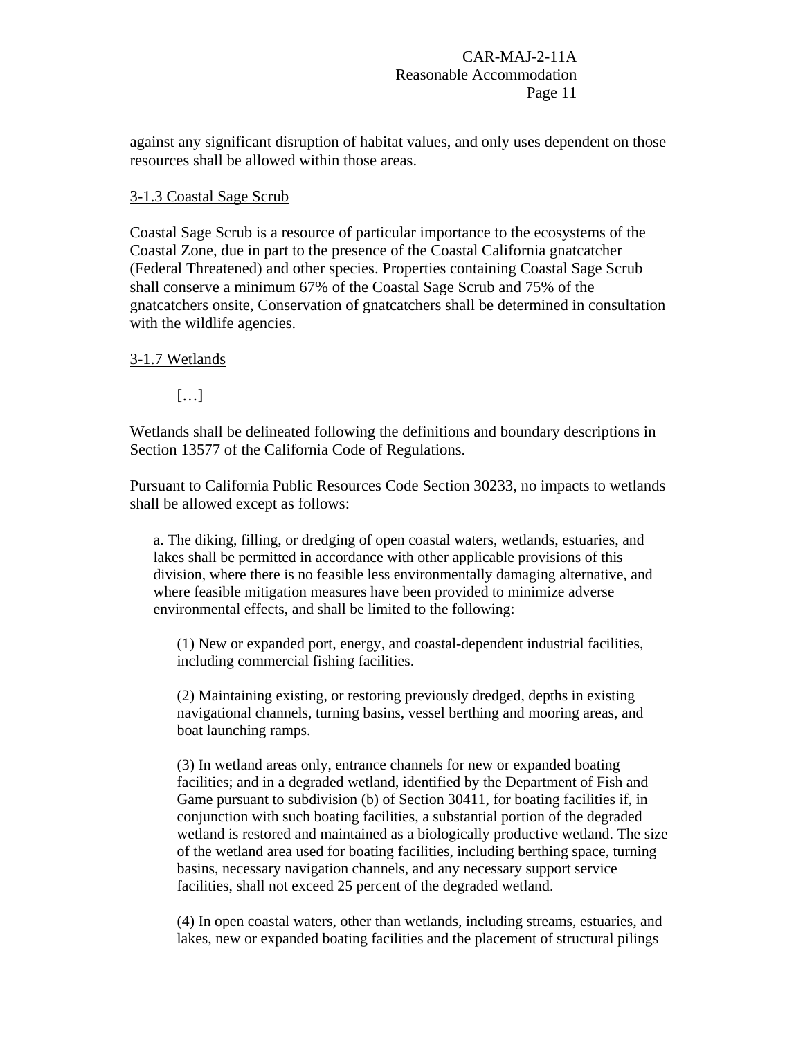against any significant disruption of habitat values, and only uses dependent on those resources shall be allowed within those areas.

<u>3-1.3 Coastal Sage Scrub</u>

Coastal Sage Scrub is a resource of particular importance to the ecosystems of the Coastal Zone, due in part to the presence of the Coastal California gnatcatcher (Federal Threatened) and other species. Properties containing Coastal Sage Scrub shall conserve a minimum 67% of the Coastal Sage Scrub and 75% of the gnatcatchers onsite, Conservation of gnatcatchers shall be determined in consultation with the wildlife agencies.

<u>3-1.7 Wetlands</u>

[…]

Wetlands shall be delineated following the definitions and boundary descriptions in Section 13577 of the California Code of Regulations.

Pursuant to California Public Resources Code Section 30233, no impacts to wetlands shall be allowed except as follows:

a. The diking, filling, or dredging of open coastal waters, wetlands, estuaries, and lakes shall be permitted in accordance with other applicable provisions of this division, where there is no feasible less environmentally damaging alternative, and where feasible mitigation measures have been provided to minimize adverse environmental effects, and shall be limited to the following:

(1) New or expanded port, energy, and coastal-dependent industrial facilities, including commercial fishing facilities.

(2) Maintaining existing, or restoring previously dredged, depths in existing navigational channels, turning basins, vessel berthing and mooring areas, and boat launching ramps.

(3) In wetland areas only, entrance channels for new or expanded boating facilities; and in a degraded wetland, identified by the Department of Fish and Game pursuant to subdivision (b) of Section 30411, for boating facilities if, in conjunction with such boating facilities, a substantial portion of the degraded wetland is restored and maintained as a biologically productive wetland. The size of the wetland area used for boating facilities, including berthing space, turning basins, necessary navigation channels, and any necessary support service facilities, shall not exceed 25 percent of the degraded wetland.

(4) In open coastal waters, other than wetlands, including streams, estuaries, and lakes, new or expanded boating facilities and the placement of structural pilings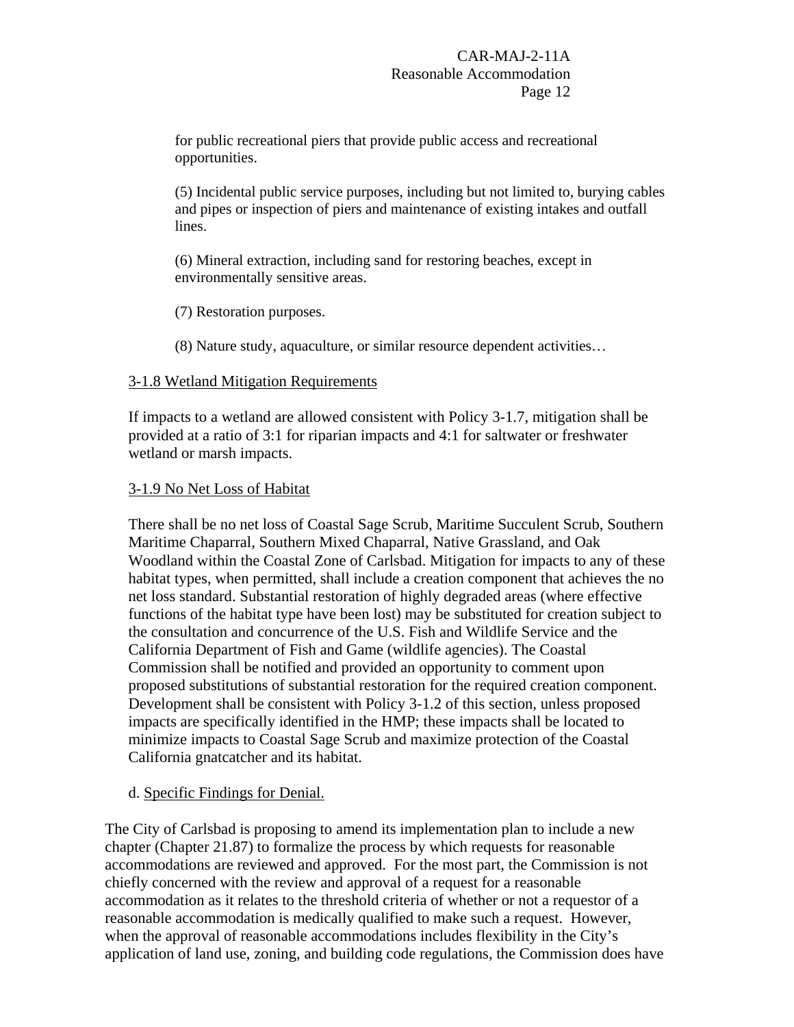for public recreational piers that provide public access and recreational opportunities.

(5) Incidental public service purposes, including but not limited to, burying cables and pipes or inspection of piers and maintenance of existing intakes and outfall lines.

(6) Mineral extraction, including sand for restoring beaches, except in environmentally sensitive areas.

(7) Restoration purposes.

(8) Nature study, aquaculture, or similar resource dependent activities…

<u>3-1.8 Wetland Mitigation Requirements</u>

If impacts to a wetland are allowed consistent with Policy 3-1.7, mitigation shall be provided at a ratio of 3:1 for riparian impacts and 4:1 for saltwater or freshwater wetland or marsh impacts.

<u>3-1.9 No Net Loss of Habitat</u>

There shall be no net loss of Coastal Sage Scrub, Maritime Succulent Scrub, Southern Maritime Chaparral, Southern Mixed Chaparral, Native Grassland, and Oak Woodland within the Coastal Zone of Carlsbad. Mitigation for impacts to any of these habitat types, when permitted, shall include a creation component that achieves the no net loss standard. Substantial restoration of highly degraded areas (where effective functions of the habitat type have been lost) may be substituted for creation subject to the consultation and concurrence of the U.S. Fish and Wildlife Service and the California Department of Fish and Game (wildlife agencies). The Coastal Commission shall be notified and provided an opportunity to comment upon proposed substitutions of substantial restoration for the required creation component. Development shall be consistent with Policy 3-1.2 of this section, unless proposed impacts are specifically identified in the HMP; these impacts shall be located to minimize impacts to Coastal Sage Scrub and maximize protection of the Coastal California gnatcatcher and its habitat.

d. <u>Specific Findings for Denial.</u>

The City of Carlsbad is proposing to amend its implementation plan to include a new chapter (Chapter 21.87) to formalize the process by which requests for reasonable accommodations are reviewed and approved. For the most part, the Commission is not chiefly concerned with the review and approval of a request for a reasonable accommodation as it relates to the threshold criteria of whether or not a requestor of a reasonable accommodation is medically qualified to make such a request. However, when the approval of reasonable accommodations includes flexibility in the City's application of land use, zoning, and building code regulations, the Commission does have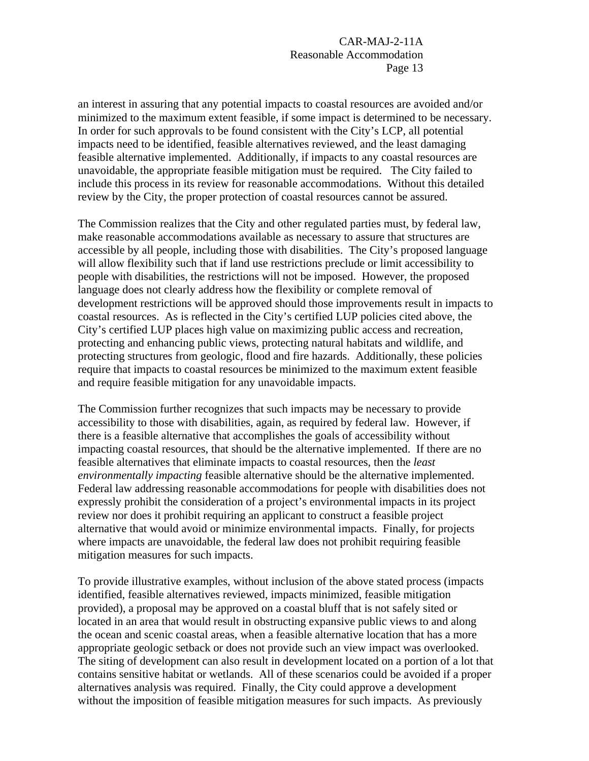an interest in assuring that any potential impacts to coastal resources are avoided and/or minimized to the maximum extent feasible, if some impact is determined to be necessary. In order for such approvals to be found consistent with the City's LCP, all potential impacts need to be identified, feasible alternatives reviewed, and the least damaging feasible alternative implemented. Additionally, if impacts to any coastal resources are unavoidable, the appropriate feasible mitigation must be required. The City failed to include this process in its review for reasonable accommodations. Without this detailed review by the City, the proper protection of coastal resources cannot be assured.

The Commission realizes that the City and other regulated parties must, by federal law, make reasonable accommodations available as necessary to assure that structures are accessible by all people, including those with disabilities. The City's proposed language will allow flexibility such that if land use restrictions preclude or limit accessibility to people with disabilities, the restrictions will not be imposed. However, the proposed language does not clearly address how the flexibility or complete removal of development restrictions will be approved should those improvements result in impacts to coastal resources. As is reflected in the City's certified LUP policies cited above, the City's certified LUP places high value on maximizing public access and recreation, protecting and enhancing public views, protecting natural habitats and wildlife, and protecting structures from geologic, flood and fire hazards. Additionally, these policies require that impacts to coastal resources be minimized to the maximum extent feasible and require feasible mitigation for any unavoidable impacts.

The Commission further recognizes that such impacts may be necessary to provide accessibility to those with disabilities, again, as required by federal law. However, if there is a feasible alternative that accomplishes the goals of accessibility without impacting coastal resources, that should be the alternative implemented. If there are no feasible alternatives that eliminate impacts to coastal resources, then the *least environmentally impacting* feasible alternative should be the alternative implemented. Federal law addressing reasonable accommodations for people with disabilities does not expressly prohibit the consideration of a project's environmental impacts in its project review nor does it prohibit requiring an applicant to construct a feasible project alternative that would avoid or minimize environmental impacts. Finally, for projects where impacts are unavoidable, the federal law does not prohibit requiring feasible mitigation measures for such impacts.

To provide illustrative examples, without inclusion of the above stated process (impacts identified, feasible alternatives reviewed, impacts minimized, feasible mitigation provided), a proposal may be approved on a coastal bluff that is not safely sited or located in an area that would result in obstructing expansive public views to and along the ocean and scenic coastal areas, when a feasible alternative location that has a more appropriate geologic setback or does not provide such an view impact was overlooked. The siting of development can also result in development located on a portion of a lot that contains sensitive habitat or wetlands. All of these scenarios could be avoided if a proper alternatives analysis was required. Finally, the City could approve a development without the imposition of feasible mitigation measures for such impacts. As previously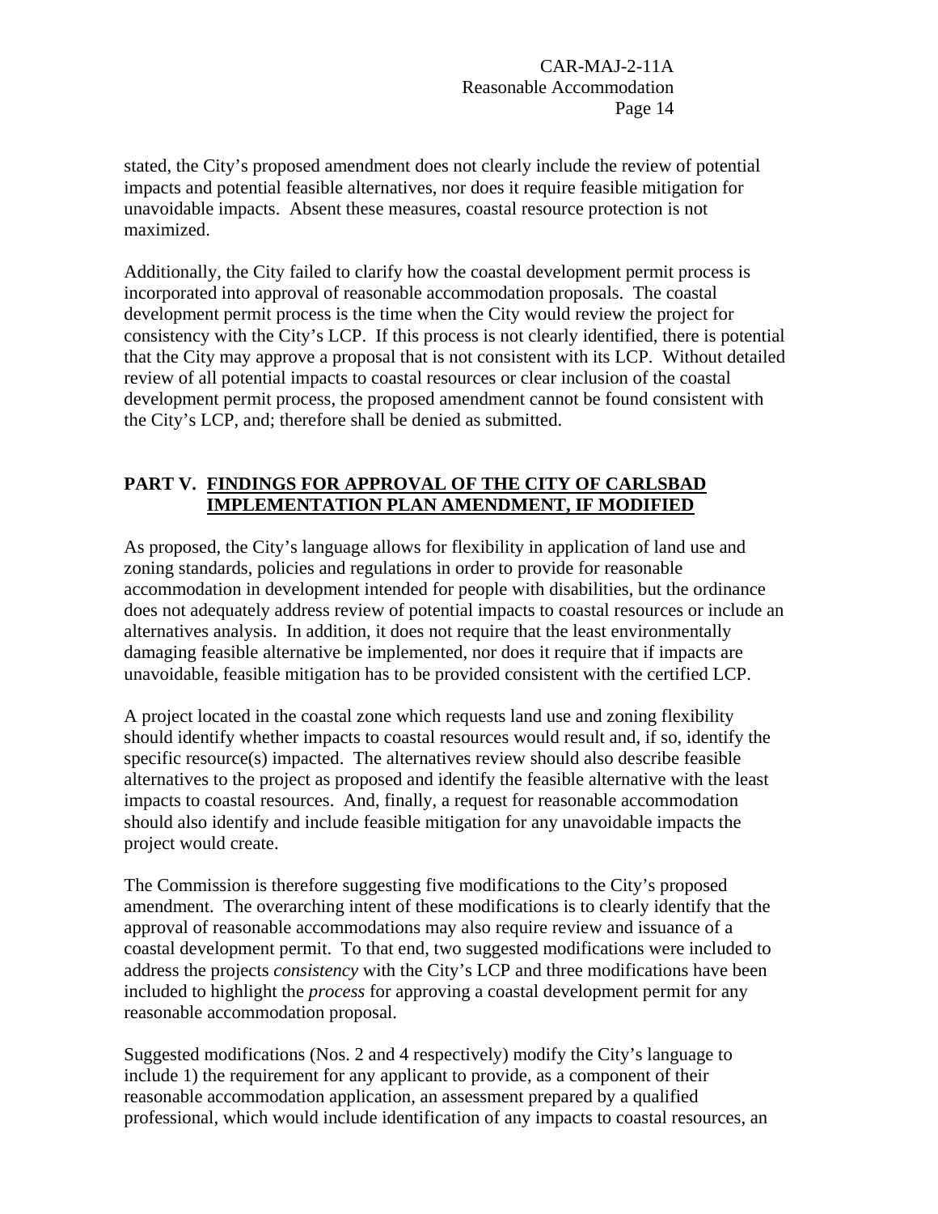stated, the City's proposed amendment does not clearly include the review of potential impacts and potential feasible alternatives, nor does it require feasible mitigation for unavoidable impacts. Absent these measures, coastal resource protection is not maximized.

Additionally, the City failed to clarify how the coastal development permit process is incorporated into approval of reasonable accommodation proposals. The coastal development permit process is the time when the City would review the project for consistency with the City's LCP. If this process is not clearly identified, there is potential that the City may approve a proposal that is not consistent with its LCP. Without detailed review of all potential impacts to coastal resources or clear inclusion of the coastal development permit process, the proposed amendment cannot be found consistent with the City's LCP, and; therefore shall be denied as submitted.

## PART V. FINDINGS FOR APPROVAL OF THE CITY OF CARLSBAD IMPLEMENTATION PLAN AMENDMENT, IF MODIFIED

As proposed, the City's language allows for flexibility in application of land use and zoning standards, policies and regulations in order to provide for reasonable accommodation in development intended for people with disabilities, but the ordinance does not adequately address review of potential impacts to coastal resources or include an alternatives analysis. In addition, it does not require that the least environmentally damaging feasible alternative be implemented, nor does it require that if impacts are unavoidable, feasible mitigation has to be provided consistent with the certified LCP.

A project located in the coastal zone which requests land use and zoning flexibility should identify whether impacts to coastal resources would result and, if so, identify the specific resource(s) impacted. The alternatives review should also describe feasible alternatives to the project as proposed and identify the feasible alternative with the least impacts to coastal resources. And, finally, a request for reasonable accommodation should also identify and include feasible mitigation for any unavoidable impacts the project would create.

The Commission is therefore suggesting five modifications to the City's proposed amendment. The overarching intent of these modifications is to clearly identify that the approval of reasonable accommodations may also require review and issuance of a coastal development permit. To that end, two suggested modifications were included to address the projects *consistency* with the City's LCP and three modifications have been included to highlight the *process* for approving a coastal development permit for any reasonable accommodation proposal.

Suggested modifications (Nos. 2 and 4 respectively) modify the City's language to include 1) the requirement for any applicant to provide, as a component of their reasonable accommodation application, an assessment prepared by a qualified professional, which would include identification of any impacts to coastal resources, an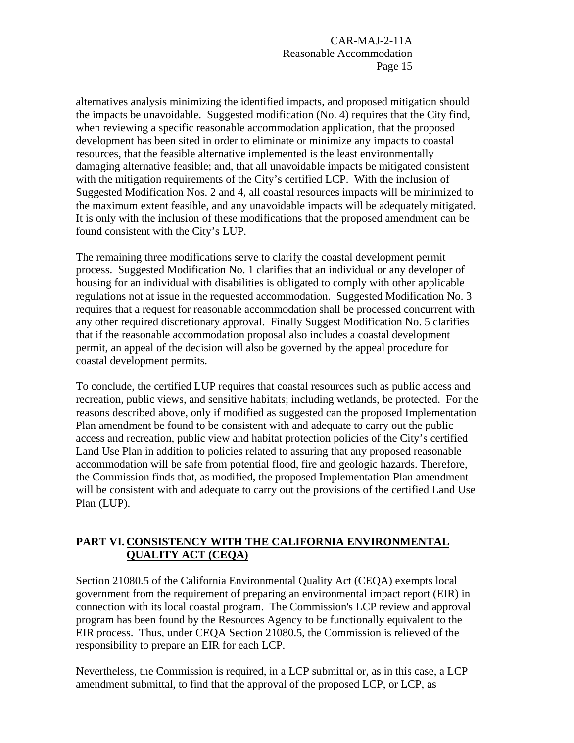alternatives analysis minimizing the identified impacts, and proposed mitigation should the impacts be unavoidable. Suggested modification (No. 4) requires that the City find, when reviewing a specific reasonable accommodation application, that the proposed development has been sited in order to eliminate or minimize any impacts to coastal resources, that the feasible alternative implemented is the least environmentally damaging alternative feasible; and, that all unavoidable impacts be mitigated consistent with the mitigation requirements of the City's certified LCP. With the inclusion of Suggested Modification Nos. 2 and 4, all coastal resources impacts will be minimized to the maximum extent feasible, and any unavoidable impacts will be adequately mitigated. It is only with the inclusion of these modifications that the proposed amendment can be found consistent with the City's LUP.

The remaining three modifications serve to clarify the coastal development permit process. Suggested Modification No. 1 clarifies that an individual or any developer of housing for an individual with disabilities is obligated to comply with other applicable regulations not at issue in the requested accommodation. Suggested Modification No. 3 requires that a request for reasonable accommodation shall be processed concurrent with any other required discretionary approval. Finally Suggest Modification No. 5 clarifies that if the reasonable accommodation proposal also includes a coastal development permit, an appeal of the decision will also be governed by the appeal procedure for coastal development permits.

To conclude, the certified LUP requires that coastal resources such as public access and recreation, public views, and sensitive habitats; including wetlands, be protected. For the reasons described above, only if modified as suggested can the proposed Implementation Plan amendment be found to be consistent with and adequate to carry out the public access and recreation, public view and habitat protection policies of the City's certified Land Use Plan in addition to policies related to assuring that any proposed reasonable accommodation will be safe from potential flood, fire and geologic hazards. Therefore, the Commission finds that, as modified, the proposed Implementation Plan amendment will be consistent with and adequate to carry out the provisions of the certified Land Use Plan (LUP).

## PART VI. CONSISTENCY WITH THE CALIFORNIA ENVIRONMENTAL QUALITY ACT (CEQA)

Section 21080.5 of the California Environmental Quality Act (CEQA) exempts local government from the requirement of preparing an environmental impact report (EIR) in connection with its local coastal program. The Commission's LCP review and approval program has been found by the Resources Agency to be functionally equivalent to the EIR process. Thus, under CEQA Section 21080.5, the Commission is relieved of the responsibility to prepare an EIR for each LCP.

Nevertheless, the Commission is required, in a LCP submittal or, as in this case, a LCP amendment submittal, to find that the approval of the proposed LCP, or LCP, as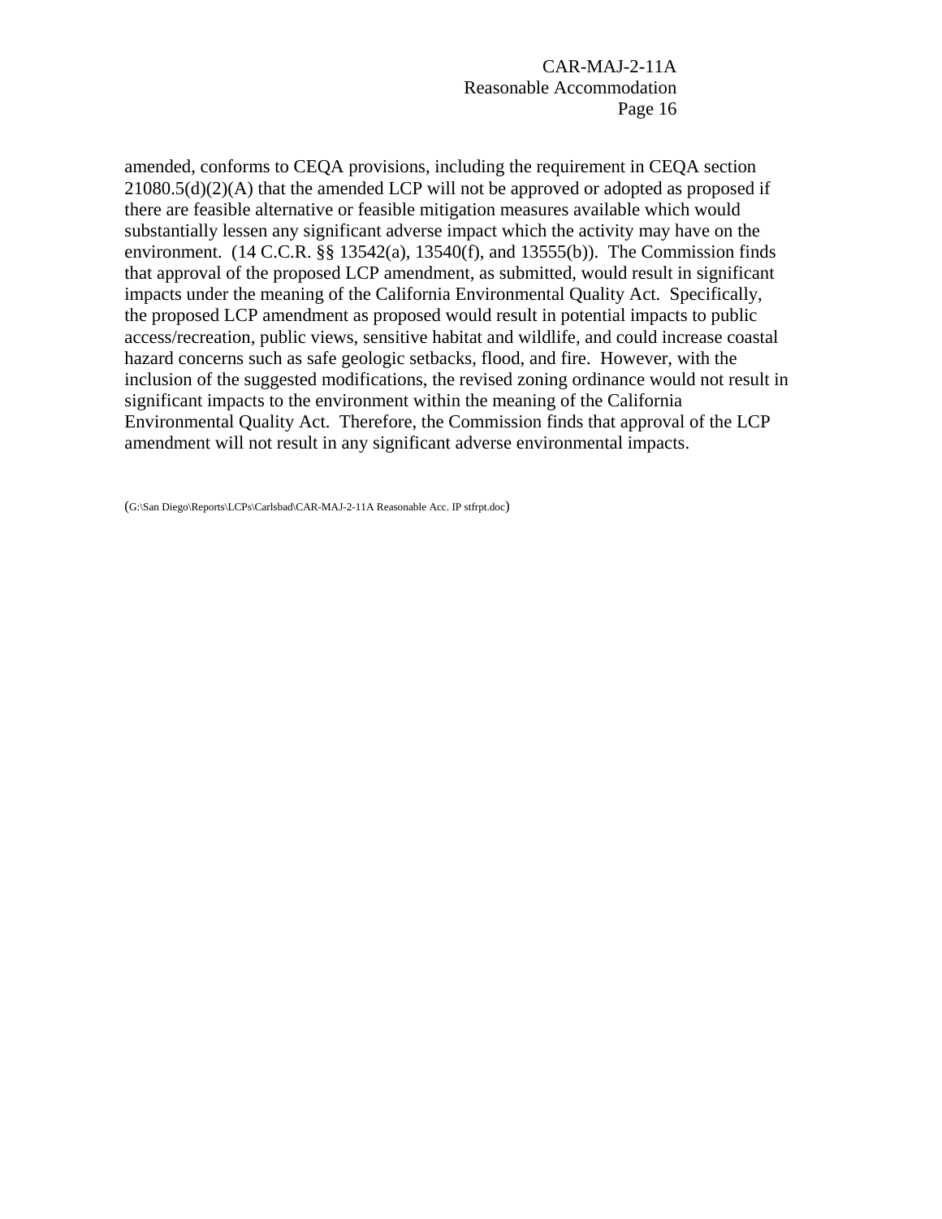amended, conforms to CEQA provisions, including the requirement in CEQA section 21080.5(d)(2)(A) that the amended LCP will not be approved or adopted as proposed if there are feasible alternative or feasible mitigation measures available which would substantially lessen any significant adverse impact which the activity may have on the environment. (14 C.C.R. §§ 13542(a), 13540(f), and 13555(b)). The Commission finds that approval of the proposed LCP amendment, as submitted, would result in significant impacts under the meaning of the California Environmental Quality Act. Specifically, the proposed LCP amendment as proposed would result in potential impacts to public access/recreation, public views, sensitive habitat and wildlife, and could increase coastal hazard concerns such as safe geologic setbacks, flood, and fire. However, with the inclusion of the suggested modifications, the revised zoning ordinance would not result in significant impacts to the environment within the meaning of the California Environmental Quality Act. Therefore, the Commission finds that approval of the LCP amendment will not result in any significant adverse environmental impacts.

(G:\San Diego\Reports\LCPs\Carlsbad\CAR-MAJ-2-11A Reasonable Acc. IP stfrpt.doc)